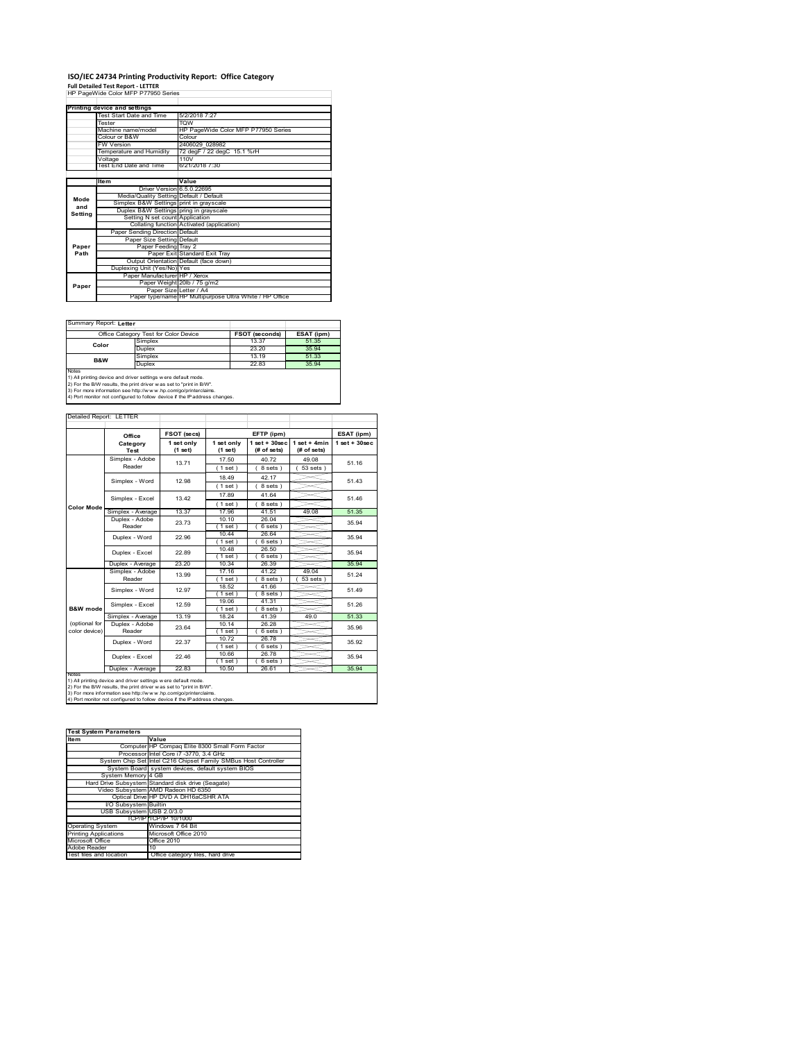# ISO/IEC 24734 Printing Productivity Report: Office Category

**Full Detailed Test Report - LETTER**

HP PageWide Color MFP P77950 Series

| Printing device and settings | |
|---|---|
| Test Start Date and Time | 5/2/2018 7:27 |
| Tester | TQW |
| Machine name/model | HP PageWide Color MFP P77950 Series |
| Colour or B&W | Colour |
| FW Version | 2406029_028982 |
| Temperature and Humidity | 72 degF / 22 degC 15.1 %rH |
| Voltage | 110V |
| Test End Date and Time | 6/21/2018 7:30 |

| | Item | Value |
|---|---|---|
| Mode and Setting | Driver Version | 6.5.0.22695 |
| | Media/Quality Setting | Default / Default |
| | Simplex B&W Settings | print in grayscale |
| | Duplex B&W Settings | pring in grayscale |
| | Setting N set count | Application |
| | Collating function | Activated (application) |
| Paper Path | Paper Sending Direction | Default |
| | Paper Size Setting | Default |
| | Paper Feeding | Tray 2 |
| | Paper Exit | Standard Exit Tray |
| | Output Orientation | Default (face down) |
| | Duplexing Unit (Yes/No) | Yes |
| Paper | Paper Manufacturer | HP / Xerox |
| | Paper Weight | 20lb / 75 g/m2 |
| | Paper Size | Letter / A4 |
| | Paper type/name | HP Multipurpose Ultra White / HP Office |

Summary Report: **Letter**

| Office Category Test for Color Device | | FSOT (seconds) | ESAT (ipm) |
|---|---|---|---|
| Color | Simplex | 13.37 | 51.35 |
| | Duplex | 23.20 | 35.94 |
| B&W | Simplex | 13.19 | 51.33 |
| | Duplex | 22.83 | 35.94 |

Notes
1) All printing device and driver settings were default mode.
2) For the B/W results, the print driver was set to "print in B/W".
3) For more information see http://www.hp.com/go/printerclaims.
4) Port monitor not configured to follow device if the IP address changes.

Detailed Report: LETTER

| | Office Category Test | FSOT (secs) 1 set only (1 set) | EFTP (ipm) 1 set only (1 set) | EFTP (ipm) 1 set + 30sec (# of sets) | EFTP (ipm) 1 set + 4min (# of sets) | ESAT (ipm) 1 set + 30sec |
|---|---|---|---|---|---|---|
| Color Mode | Simplex - Adobe Reader | 13.71 | 17.50 (1 set) | 40.72 (8 sets) | 49.08 (53 sets) | 51.16 |
| | Simplex - Word | 12.98 | 18.49 (1 set) | 42.17 (8 sets) | | 51.43 |
| | Simplex - Excel | 13.42 | 17.89 (1 set) | 41.64 (8 sets) | | 51.46 |
| | Simplex - Average | 13.37 | 17.96 | 41.51 | 49.08 | 51.35 |
| | Duplex - Adobe Reader | 23.73 | 10.10 (1 set) | 26.04 (6 sets) | | 35.94 |
| | Duplex - Word | 22.96 | 10.44 (1 set) | 26.64 (6 sets) | | 35.94 |
| | Duplex - Excel | 22.89 | 10.48 (1 set) | 26.50 (6 sets) | | 35.94 |
| | Duplex - Average | 23.20 | 10.34 | 26.39 | | 35.94 |
| B&W mode (optional for color device) | Simplex - Adobe Reader | 13.99 | 17.16 (1 set) | 41.22 (8 sets) | 49.04 (53 sets) | 51.24 |
| | Simplex - Word | 12.97 | 18.52 (1 set) | 41.66 (8 sets) | | 51.49 |
| | Simplex - Excel | 12.59 | 19.06 (1 set) | 41.31 (8 sets) | | 51.26 |
| | Simplex - Average | 13.19 | 18.24 | 41.39 | 49.0 | 51.33 |
| | Duplex - Adobe Reader | 23.64 | 10.14 (1 set) | 26.28 (6 sets) | | 35.96 |
| | Duplex - Word | 22.37 | 10.72 (1 set) | 26.78 (6 sets) | | 35.92 |
| | Duplex - Excel | 22.46 | 10.66 (1 set) | 26.78 (6 sets) | | 35.94 |
| | Duplex - Average | 22.83 | 10.50 | 26.61 | | 35.94 |

Notes
1) All printing device and driver settings were default mode.
2) For the B/W results, the print driver was set to "print in B/W".
3) For more information see http://www.hp.com/go/printerclaims.
4) Port monitor not configured to follow device if the IP address changes.

| Test System Parameters | |
|---|---|
| Item | Value |
| Computer | HP Compaq Elite 8300 Small Form Factor |
| Processor | Intel Core i7 -3770, 3.4 GHz |
| System Chip Set | Intel C216 Chipset Family SMBus Host Controller |
| System Board | system devices, default system BIOS |
| System Memory | 4 GB |
| Hard Drive Subsystem | Standard disk drive (Seagate) |
| Video Subsystem | AMD Radeon HD 6350 |
| Optical Drive | HP DVD A DH16aCSHR ATA |
| I/O Subsystem | Builtin |
| USB Subsystem | USB 2.0/3.0 |
| TCP/IP | TCP/IP 10/1000 |
| Operating System | Windows 7 64 Bit |
| Printing Applications | Microsoft Office 2010 |
| Microsoft Office | Office 2010 |
| Adobe Reader | 10 |
| Test files and location | Office category files, hard drive |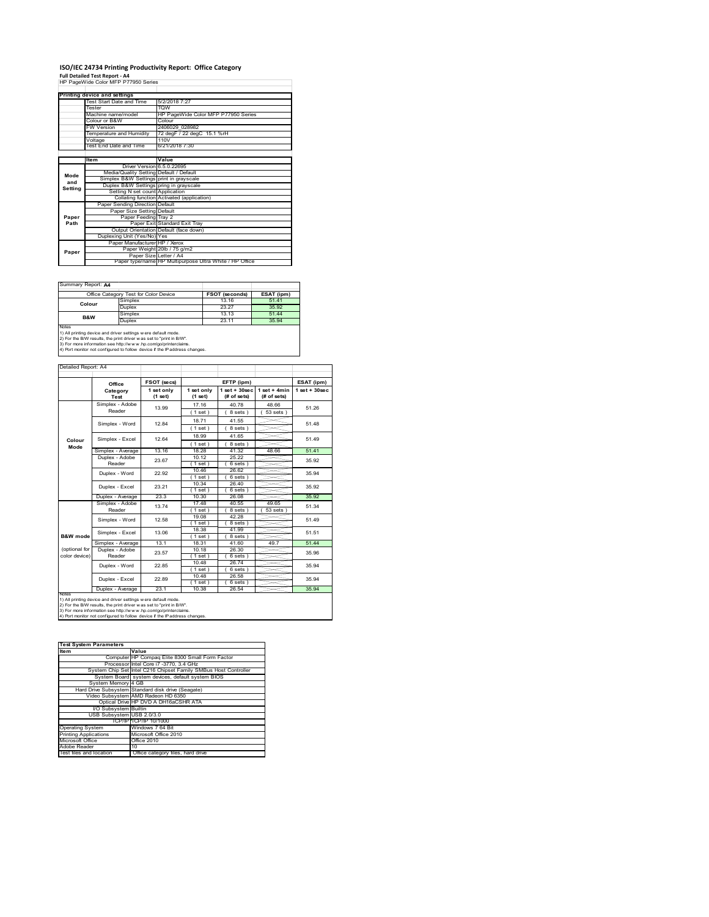# ISO/IEC 24734 Printing Productivity Report: Office Category

**Full Detailed Test Report - A4**

HP PageWide Color MFP P77950 Series

| Printing device and settings | |
|---|---|
| Test Start Date and Time | 5/2/2018 7:27 |
| Tester | TQW |
| Machine name/model | HP PageWide Color MFP P77950 Series |
| Colour or B&W | Colour |
| FW Version | 2406029_028982 |
| Temperature and Humidity | 72 degF / 22 degC 15.1 %rH |
| Voltage | 110V |
| Test End Date and Time | 6/21/2018 7:30 |

| | Item | Value |
|---|---|---|
| Mode and Setting | Driver Version | 6.5.0.22695 |
| | Media/Quality Setting | Default / Default |
| | Simplex B&W Settings | print in grayscale |
| | Duplex B&W Settings | pring in grayscale |
| | Setting N set count | Application |
| | Collating function | Activated (application) |
| Paper Path | Paper Sending Direction | Default |
| | Paper Size Setting | Default |
| | Paper Feeding | Tray 2 |
| | Paper Exit | Standard Exit Tray |
| | Output Orientation | Default (face down) |
| | Duplexing Unit (Yes/No) | Yes |
| Paper | Paper Manufacturer | HP / Xerox |
| | Paper Weight | 20lb / 75 g/m2 |
| | Paper Size | Letter / A4 |
| | Paper type/name | HP Multipurpose Ultra White / HP Office |

Summary Report: **A4**

| Office Category Test for Color Device | | FSOT (seconds) | ESAT (ipm) |
|---|---|---|---|
| Colour | Simplex | 13.16 | 51.41 |
| | Duplex | 23.27 | 35.92 |
| B&W | Simplex | 13.13 | 51.44 |
| | Duplex | 23.11 | 35.94 |

Notes
1) All printing device and driver settings were default mode.
2) For the B/W results, the print driver was set to "print in B/W".
3) For more information see http://www.hp.com/go/printerclaims.
4) Port monitor not configured to follow device if the IP address changes.

Detailed Report: A4

| | Office Category Test | FSOT (secs) 1 set only (1 set) | EFTP (ipm) 1 set only (1 set) | EFTP (ipm) 1 set + 30sec (# of sets) | EFTP (ipm) 1 set + 4min (# of sets) | ESAT (ipm) 1 set + 30sec |
|---|---|---|---|---|---|---|
| Colour Mode | Simplex - Adobe Reader | 13.99 | 17.16 (1 set) | 40.78 (8 sets) | 48.66 (53 sets) | 51.26 |
| | Simplex - Word | 12.84 | 18.71 (1 set) | 41.55 (8 sets) | | 51.48 |
| | Simplex - Excel | 12.64 | 18.99 (1 set) | 41.65 (8 sets) | | 51.49 |
| | Simplex - Average | 13.16 | 18.28 | 41.32 | 48.66 | 51.41 |
| | Duplex - Adobe Reader | 23.67 | 10.12 (1 set) | 25.22 (6 sets) | | 35.92 |
| | Duplex - Word | 22.92 | 10.46 (1 set) | 26.62 (6 sets) | | 35.94 |
| | Duplex - Excel | 23.21 | 10.34 (1 set) | 26.40 (6 sets) | | 35.92 |
| | Duplex - Average | 23.3 | 10.30 | 26.08 | | 35.92 |
| B&W mode (optional for color device) | Simplex - Adobe Reader | 13.74 | 17.48 (1 set) | 40.55 (8 sets) | 49.65 (53 sets) | 51.34 |
| | Simplex - Word | 12.58 | 19.08 (1 set) | 42.28 (8 sets) | | 51.49 |
| | Simplex - Excel | 13.06 | 18.38 (1 set) | 41.99 (8 sets) | | 51.51 |
| | Simplex - Average | 13.1 | 18.31 | 41.60 | 49.7 | 51.44 |
| | Duplex - Adobe Reader | 23.57 | 10.18 (1 set) | 26.30 (6 sets) | | 35.96 |
| | Duplex - Word | 22.85 | 10.48 (1 set) | 26.74 (6 sets) | | 35.94 |
| | Duplex - Excel | 22.89 | 10.48 (1 set) | 26.58 (6 sets) | | 35.94 |
| | Duplex - Average | 23.1 | 10.38 | 26.54 | | 35.94 |

Notes
1) All printing device and driver settings were default mode.
2) For the B/W results, the print driver was set to "print in B/W".
3) For more information see http://www.hp.com/go/printerclaims.
4) Port monitor not configured to follow device if the IP address changes.

| Test System Parameters | |
|---|---|
| **Item** | **Value** |
| Computer | HP Compaq Elite 8300 Small Form Factor |
| Processor | Intel Core i7 -3770, 3.4 GHz |
| System Chip Set | Intel C216 Chipset Family SMBus Host Controller |
| System Board | system devices, default system BIOS |
| System Memory | 4 GB |
| Hard Drive Subsystem | Standard disk drive (Seagate) |
| Video Subsystem | AMD Radeon HD 6350 |
| Optical Drive | HP DVD A DH16aCSHR ATA |
| I/O Subsystem | Builtin |
| USB Subsystem | USB 2.0/3.0 |
| TCP/IP | TCP/IP 10/1000 |
| Operating System | Windows 7 64 Bit |
| Printing Applications | Microsoft Office 2010 |
| Microsoft Office | Office 2010 |
| Adobe Reader | 10 |
| Test files and location | Office category files, hard drive |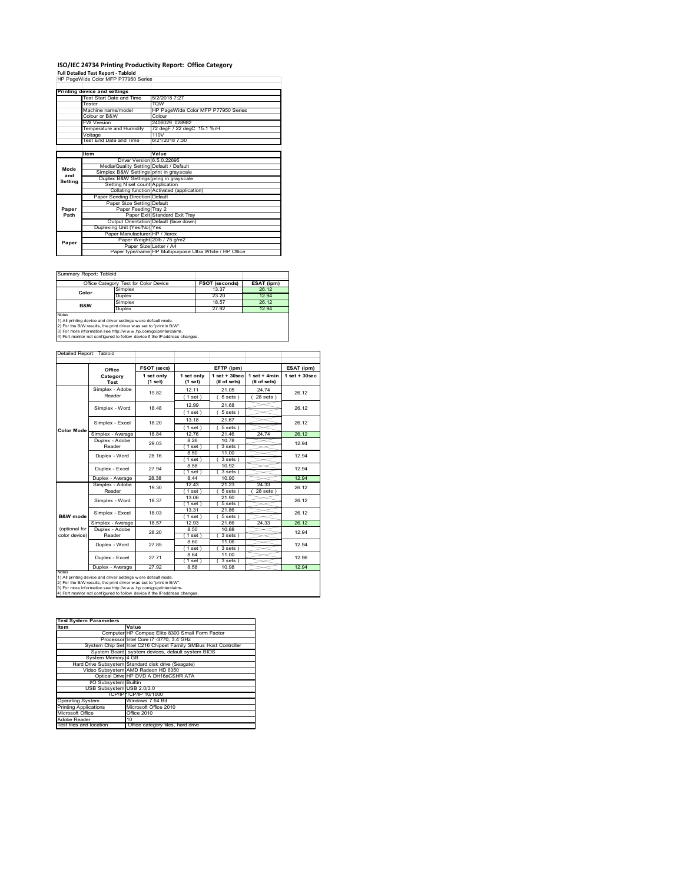# ISO/IEC 24734 Printing Productivity Report: Office Category

**Full Detailed Test Report - Tabloid**

HP PageWide Color MFP P77950 Series

| Printing device and settings | |
|---|---|
| Test Start Date and Time | 5/2/2018 7:27 |
| Tester | TQW |
| Machine name/model | HP PageWide Color MFP P77950 Series |
| Colour or B&W | Colour |
| FW Version | 2406029_028982 |
| Temperature and Humidity | 72 degF / 22 degC 15.1 %rH |
| Voltage | 110V |
| Test End Date and Time | 6/21/2018 7:30 |

| | Item | Value |
|---|---|---|
| Mode and Setting | Driver Version | 6.5.0.22695 |
| | Media/Quality Setting | Default / Default |
| | Simplex B&W Settings | print in grayscale |
| | Duplex B&W Settings | pring in grayscale |
| | Setting N set count | Application |
| | Collating function | Activated (application) |
| Paper Path | Paper Sending Direction | Default |
| | Paper Size Setting | Default |
| | Paper Feeding | Tray 2 |
| | Paper Exit | Standard Exit Tray |
| | Output Orientation | Default (face down) |
| | Duplexing Unit (Yes/No) | Yes |
| Paper | Paper Manufacturer | HP / Xerox |
| | Paper Weight | 20lb / 75 g/m2 |
| | Paper Size | Letter / A4 |
| | Paper type/name | HP Multipurpose Ultra White / HP Office |

Summary Report: Tabloid

| Office Category Test for Color Device | | FSOT (seconds) | ESAT (ipm) |
|---|---|---|---|
| Color | Simplex | 13.37 | 26.12 |
| | Duplex | 23.20 | 12.94 |
| B&W | Simplex | 18.57 | 26.12 |
| | Duplex | 27.92 | 12.94 |

Notes
1) All printing device and driver settings were default mode.
2) For the B/W results, the print driver was set to "print in B/W".
3) For more information see http://www.hp.com/go/printerclaims.
4) Port monitor not configured to follow device if the IP address changes.

Detailed Report: Tabloid

| | Office Category Test | FSOT (secs) 1 set only (1 set) | EFTP (ipm) 1 set only (1 set) | EFTP (ipm) 1 set + 30sec (# of sets) | EFTP (ipm) 1 set + 4min (# of sets) | ESAT (ipm) 1 set + 30sec |
|---|---|---|---|---|---|---|
| Color Mode | Simplex - Adobe Reader | 19.82 | 12.11 (1 set) | 21.05 (5 sets) | 24.74 (28 sets) | 26.12 |
| | Simplex - Word | 18.48 | 12.99 (1 set) | 21.68 (5 sets) | | 26.12 |
| | Simplex - Excel | 18.20 | 13.18 (1 set) | 21.67 (5 sets) | | 26.12 |
| | Simplex - Average | 18.84 | 12.76 | 21.46 | 24.74 | 26.12 |
| | Duplex - Adobe Reader | 29.03 | 8.26 (1 set) | 10.78 (3 sets) | | 12.94 |
| | Duplex - Word | 28.16 | 8.50 (1 set) | 11.00 (3 sets) | | 12.94 |
| | Duplex - Excel | 27.94 | 8.58 (1 set) | 10.92 (3 sets) | | 12.94 |
| | Duplex - Average | 28.38 | 8.44 | 10.90 | | 12.94 |
| B&W mode (optional for color device) | Simplex - Adobe Reader | 19.30 | 12.43 (1 set) | 21.23 (5 sets) | 24.33 (28 sets) | 26.12 |
| | Simplex - Word | 18.37 | 13.06 (1 set) | 21.90 (5 sets) | | 26.12 |
| | Simplex - Excel | 18.03 | 13.31 (1 set) | 21.86 (5 sets) | | 26.12 |
| | Simplex - Average | 18.57 | 12.93 | 21.66 | 24.33 | 26.12 |
| | Duplex - Adobe Reader | 28.20 | 8.50 (1 set) | 10.88 (3 sets) | | 12.94 |
| | Duplex - Word | 27.85 | 8.60 (1 set) | 11.06 (3 sets) | | 12.94 |
| | Duplex - Excel | 27.71 | 8.64 (1 set) | 11.00 (3 sets) | | 12.96 |
| | Duplex - Average | 27.92 | 8.58 | 10.98 | | 12.94 |

Notes
1) All printing device and driver settings were default mode.
2) For the B/W results, the print driver was set to "print in B/W".
3) For more information see http://www.hp.com/go/printerclaims.
4) Port monitor not configured to follow device if the IP address changes.

| Test System Parameters | |
|---|---|
| Item | Value |
| Computer | HP Compaq Elite 8300 Small Form Factor |
| Processor | Intel Core i7 -3770, 3.4 GHz |
| System Chip Set | Intel C216 Chipset Family SMBus Host Controller |
| System Board | system devices, default system BIOS |
| System Memory | 4 GB |
| Hard Drive Subsystem | Standard disk drive (Seagate) |
| Video Subsystem | AMD Radeon HD 6350 |
| Optical Drive | HP DVD A DH16aCSHR ATA |
| I/O Subsystem | Builtin |
| USB Subsystem | USB 2.0/3.0 |
| TCP/IP | TCP/IP 10/1000 |
| Operating System | Windows 7 64 Bit |
| Printing Applications | Microsoft Office 2010 |
| Microsoft Office | Office 2010 |
| Adobe Reader | 10 |
| Test files and location | Office category files, hard drive |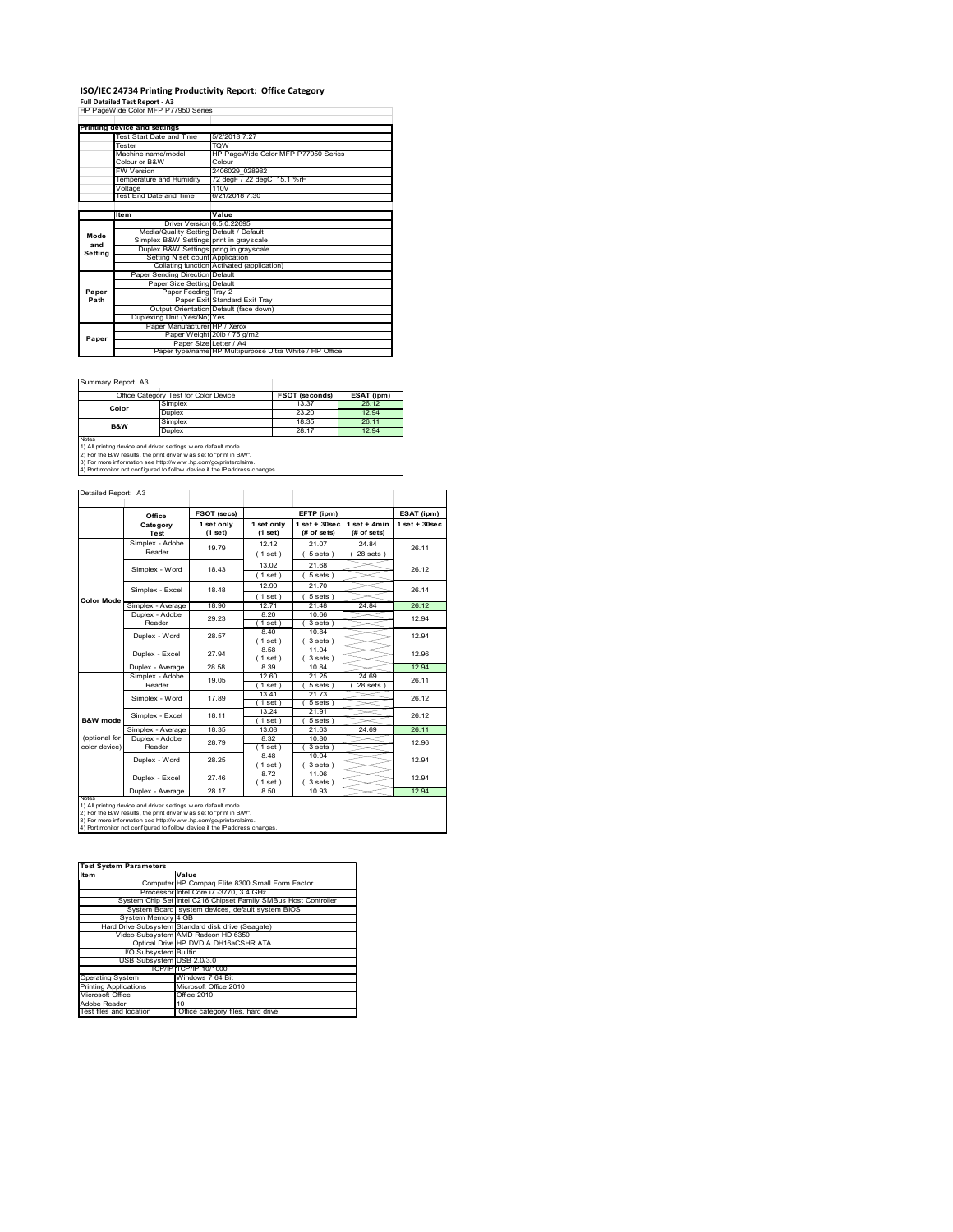# ISO/IEC 24734 Printing Productivity Report: Office Category

**Full Detailed Test Report - A3**

HP PageWide Color MFP P77950 Series

| Printing device and settings | |
|---|---|
| Test Start Date and Time | 5/2/2018 7:27 |
| Tester | TQW |
| Machine name/model | HP PageWide Color MFP P77950 Series |
| Colour or B&W | Colour |
| FW Version | 2406029_028982 |
| Temperature and Humidity | 72 degF / 22 degC 15.1 %rH |
| Voltage | 110V |
| Test End Date and Time | 6/21/2018 7:30 |

| | Item | Value |
|---|---|---|
| Mode and Setting | Driver Version | 6.5.0.22695 |
| | Media/Quality Setting | Default / Default |
| | Simplex B&W Settings | print in grayscale |
| | Duplex B&W Settings | pring in grayscale |
| | Setting N set count | Application |
| | Collating function | Activated (application) |
| Paper Path | Paper Sending Direction | Default |
| | Paper Size Setting | Default |
| | Paper Feeding | Tray 2 |
| | Paper Exit | Standard Exit Tray |
| | Output Orientation | Default (face down) |
| | Duplexing Unit (Yes/No) | Yes |
| Paper | Paper Manufacturer | HP / Xerox |
| | Paper Weight | 20lb / 75 g/m2 |
| | Paper Size | Letter / A4 |
| | Paper type/name | HP Multipurpose Ultra White / HP Office |

Summary Report: A3

| Office Category Test for Color Device | | FSOT (seconds) | ESAT (ipm) |
|---|---|---|---|
| Color | Simplex | 13.37 | 26.12 |
| | Duplex | 23.20 | 12.94 |
| B&W | Simplex | 18.35 | 26.11 |
| | Duplex | 28.17 | 12.94 |

Notes
1) All printing device and driver settings were default mode.
2) For the B/W results, the print driver was set to "print in B/W".
3) For more information see http://www.hp.com/go/printerclaims.
4) Port monitor not configured to follow device if the IP address changes.

Detailed Report: A3

| | Office Category Test | FSOT (secs) 1 set only (1 set) | EFTP (ipm) 1 set only (1 set) | EFTP (ipm) 1 set + 30sec (# of sets) | EFTP (ipm) 1 set + 4min (# of sets) | ESAT (ipm) 1 set + 30sec |
|---|---|---|---|---|---|---|
| Color Mode | Simplex - Adobe Reader | 19.79 | 12.12 (1 set) | 21.07 (5 sets) | 24.84 (28 sets) | 26.11 |
| | Simplex - Word | 18.43 | 13.02 (1 set) | 21.68 (5 sets) | | 26.12 |
| | Simplex - Excel | 18.48 | 12.99 (1 set) | 21.70 (5 sets) | | 26.14 |
| | Simplex - Average | 18.90 | 12.71 | 21.48 | 24.84 | 26.12 |
| | Duplex - Adobe Reader | 29.23 | 8.20 (1 set) | 10.66 (3 sets) | | 12.94 |
| | Duplex - Word | 28.57 | 8.40 (1 set) | 10.84 (3 sets) | | 12.94 |
| | Duplex - Excel | 27.94 | 8.58 (1 set) | 11.04 (3 sets) | | 12.96 |
| | Duplex - Average | 28.58 | 8.39 | 10.84 | | 12.94 |
| B&W mode (optional for color device) | Simplex - Adobe Reader | 19.05 | 12.60 (1 set) | 21.25 (5 sets) | 24.69 (28 sets) | 26.11 |
| | Simplex - Word | 17.89 | 13.41 (1 set) | 21.73 (5 sets) | | 26.12 |
| | Simplex - Excel | 18.11 | 13.24 (1 set) | 21.91 (5 sets) | | 26.12 |
| | Simplex - Average | 18.35 | 13.08 | 21.63 | 24.69 | 26.11 |
| | Duplex - Adobe Reader | 28.79 | 8.32 (1 set) | 10.80 (3 sets) | | 12.96 |
| | Duplex - Word | 28.25 | 8.48 (1 set) | 10.94 (3 sets) | | 12.94 |
| | Duplex - Excel | 27.46 | 8.72 (1 set) | 11.06 (3 sets) | | 12.94 |
| | Duplex - Average | 28.17 | 8.50 | 10.93 | | 12.94 |

Notes
1) All printing device and driver settings were default mode.
2) For the B/W results, the print driver was set to "print in B/W".
3) For more information see http://www.hp.com/go/printerclaims.
4) Port monitor not configured to follow device if the IP address changes.

| Test System Parameters | |
|---|---|
| Item | Value |
| Computer | HP Compaq Elite 8300 Small Form Factor |
| Processor | Intel Core i7 -3770, 3.4 GHz |
| System Chip Set | Intel C216 Chipset Family SMBus Host Controller |
| System Board | system devices, default system BIOS |
| System Memory | 4 GB |
| Hard Drive Subsystem | Standard disk drive (Seagate) |
| Video Subsystem | AMD Radeon HD 6350 |
| Optical Drive | HP DVD A DH16aCSHR ATA |
| I/O Subsystem | Builtin |
| USB Subsystem | USB 2.0/3.0 |
| TCP/IP | TCP/IP 10/1000 |
| Operating System | Windows 7 64 Bit |
| Printing Applications | Microsoft Office 2010 |
| Microsoft Office | Office 2010 |
| Adobe Reader | 10 |
| Test files and location | Office category files, hard drive |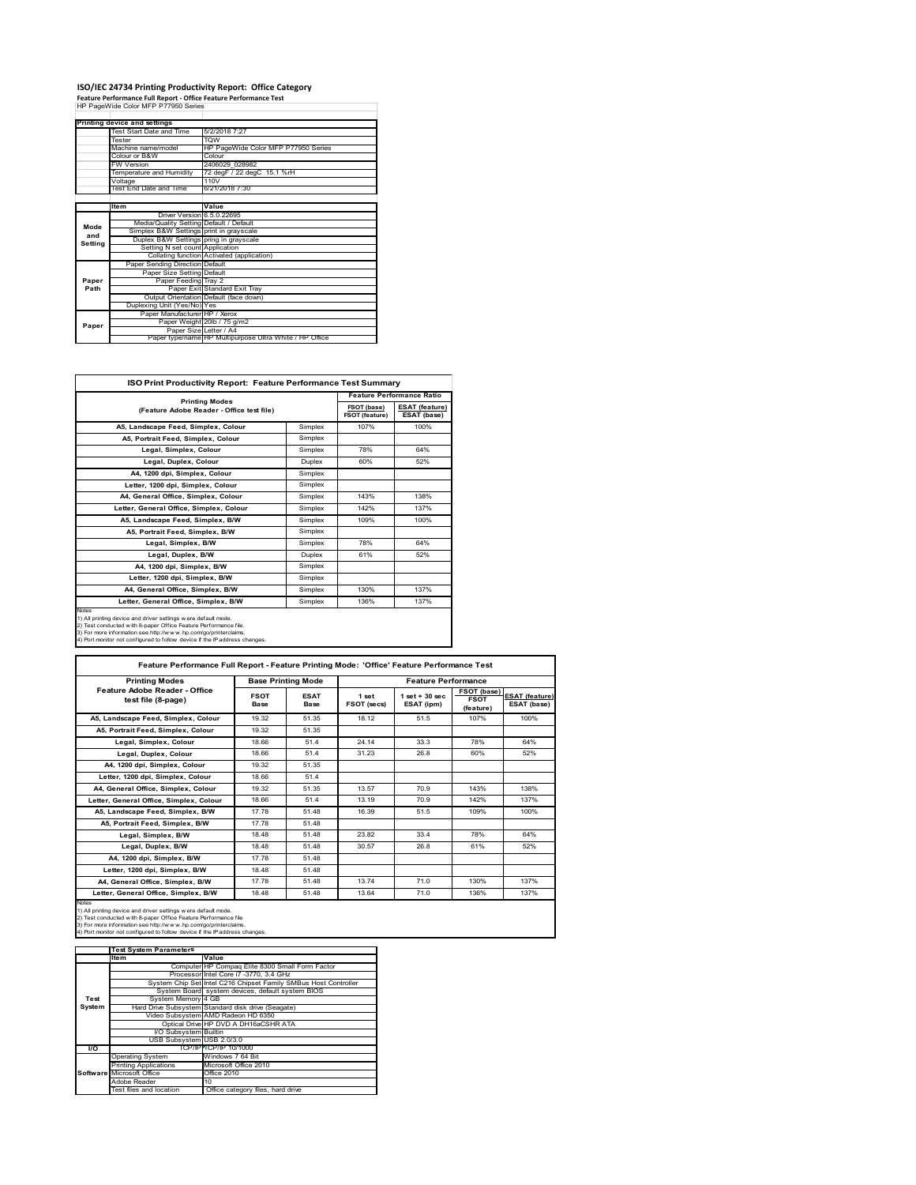# ISO/IEC 24734 Printing Productivity Report: Office Category

**Feature Performance Full Report - Office Feature Performance Test**

HP PageWide Color MFP P77950 Series

| Printing device and settings | |
|---|---|
| Test Start Date and Time | 5/2/2018 7:27 |
| Tester | TQW |
| Machine name/model | HP PageWide Color MFP P77950 Series |
| Colour or B&W | Colour |
| FW Version | 2406029_028982 |
| Temperature and Humidity | 72 degF / 22 degC 15.1 %rH |
| Voltage | 110V |
| Test End Date and Time | 6/21/2018 7:30 |

| | Item | Value |
|---|---|---|
| Mode and Setting | Driver Version | 6.5.0.22695 |
| | Media/Quality Setting | Default / Default |
| | Simplex B&W Settings | print in grayscale |
| | Duplex B&W Settings | pring in grayscale |
| | Setting N set count | Application |
| | Collating function | Activated (application) |
| Paper Path | Paper Sending Direction | Default |
| | Paper Size Setting | Default |
| | Paper Feeding | Tray 2 |
| | Paper Exit | Standard Exit Tray |
| | Output Orientation | Default (face down) |
| | Duplexing Unit (Yes/No) | Yes |
| Paper | Paper Manufacturer | HP / Xerox |
| | Paper Weight | 20lb / 75 g/m2 |
| | Paper Size | Letter / A4 |
| | Paper type/name | HP Multipurpose Ultra White / HP Office |

## ISO Print Productivity Report: Feature Performance Test Summary

| Printing Modes (Feature Adobe Reader - Office test file) | | Feature Performance Ratio FSOT (base) / FSOT (feature) | ESAT (feature) / ESAT (base) |
|---|---|---|---|
| A5, Landscape Feed, Simplex, Colour | Simplex | 107% | 100% |
| A5, Portrait Feed, Simplex, Colour | Simplex | | |
| Legal, Simplex, Colour | Simplex | 78% | 64% |
| Legal, Duplex, Colour | Duplex | 60% | 52% |
| A4, 1200 dpi, Simplex, Colour | Simplex | | |
| Letter, 1200 dpi, Simplex, Colour | Simplex | | |
| A4, General Office, Simplex, Colour | Simplex | 143% | 138% |
| Letter, General Office, Simplex, Colour | Simplex | 142% | 137% |
| A5, Landscape Feed, Simplex, B/W | Simplex | 109% | 100% |
| A5, Portrait Feed, Simplex, B/W | Simplex | | |
| Legal, Simplex, B/W | Simplex | 78% | 64% |
| Legal, Duplex, B/W | Duplex | 61% | 52% |
| A4, 1200 dpi, Simplex, B/W | Simplex | | |
| Letter, 1200 dpi, Simplex, B/W | Simplex | | |
| A4, General Office, Simplex, B/W | Simplex | 130% | 137% |
| Letter, General Office, Simplex, B/W | Simplex | 136% | 137% |

Notes
1) All printing device and driver settings were default mode.
2) Test conducted with 8-paper Office Feature Performance file.
3) For more information see http://www.hp.com/go/printerclaims.
4) Port monitor not configured to follow device if the IP address changes.

## Feature Performance Full Report - Feature Printing Mode: 'Office' Feature Performance Test

| Printing Modes Feature Adobe Reader - Office test file (8-page) | Base Printing Mode FSOT Base | ESAT Base | Feature Performance 1 set FSOT (secs) | 1 set + 30 sec ESAT (ipm) | FSOT (base) / FSOT (feature) | ESAT (feature) / ESAT (base) |
|---|---|---|---|---|---|---|
| A5, Landscape Feed, Simplex, Colour | 19.32 | 51.35 | 18.12 | 51.5 | 107% | 100% |
| A5, Portrait Feed, Simplex, Colour | 19.32 | 51.35 | | | | |
| Legal, Simplex, Colour | 18.66 | 51.4 | 24.14 | 33.3 | 78% | 64% |
| Legal, Duplex, Colour | 18.66 | 51.4 | 31.23 | 26.8 | 60% | 52% |
| A4, 1200 dpi, Simplex, Colour | 19.32 | 51.35 | | | | |
| Letter, 1200 dpi, Simplex, Colour | 18.66 | 51.4 | | | | |
| A4, General Office, Simplex, Colour | 19.32 | 51.35 | 13.57 | 70.9 | 143% | 138% |
| Letter, General Office, Simplex, Colour | 18.66 | 51.4 | 13.19 | 70.9 | 142% | 137% |
| A5, Landscape Feed, Simplex, B/W | 17.78 | 51.48 | 16.39 | 51.5 | 109% | 100% |
| A5, Portrait Feed, Simplex, B/W | 17.78 | 51.48 | | | | |
| Legal, Simplex, B/W | 18.48 | 51.48 | 23.82 | 33.4 | 78% | 64% |
| Legal, Duplex, B/W | 18.48 | 51.48 | 30.57 | 26.8 | 61% | 52% |
| A4, 1200 dpi, Simplex, B/W | 17.78 | 51.48 | | | | |
| Letter, 1200 dpi, Simplex, B/W | 18.48 | 51.48 | | | | |
| A4, General Office, Simplex, B/W | 17.78 | 51.48 | 13.74 | 71.0 | 130% | 137% |
| Letter, General Office, Simplex, B/W | 18.48 | 51.48 | 13.64 | 71.0 | 136% | 137% |

Notes
1) All printing device and driver settings were default mode.
2) Test conducted with 8-paper Office Feature Performance file
3) For more information see http://www.hp.com/go/printerclaims.
4) Port monitor not configured to follow device if the IP address changes.

| | Test System Parameters Item | Value |
|---|---|---|
| Test System | Computer | HP Compaq Elite 8300 Small Form Factor |
| | Processor | Intel Core i7 -3770, 3.4 GHz |
| | System Chip Set | Intel C216 Chipset Family SMBus Host Controller |
| | System Board | system devices, default system BIOS |
| | System Memory | 4 GB |
| | Hard Drive Subsystem | Standard disk drive (Seagate) |
| | Video Subsystem | AMD Radeon HD 6350 |
| | Optical Drive | HP DVD A DH16aCSHR ATA |
| | I/O Subsystem | Builtin |
| | USB Subsystem | USB 2.0/3.0 |
| I/O | TCP/IP | TCP/IP 10/1000 |
| Software | Operating System | Windows 7 64 Bit |
| | Printing Applications | Microsoft Office 2010 |
| | Microsoft Office | Office 2010 |
| | Adobe Reader | 10 |
| | Test files and location | Office category files, hard drive |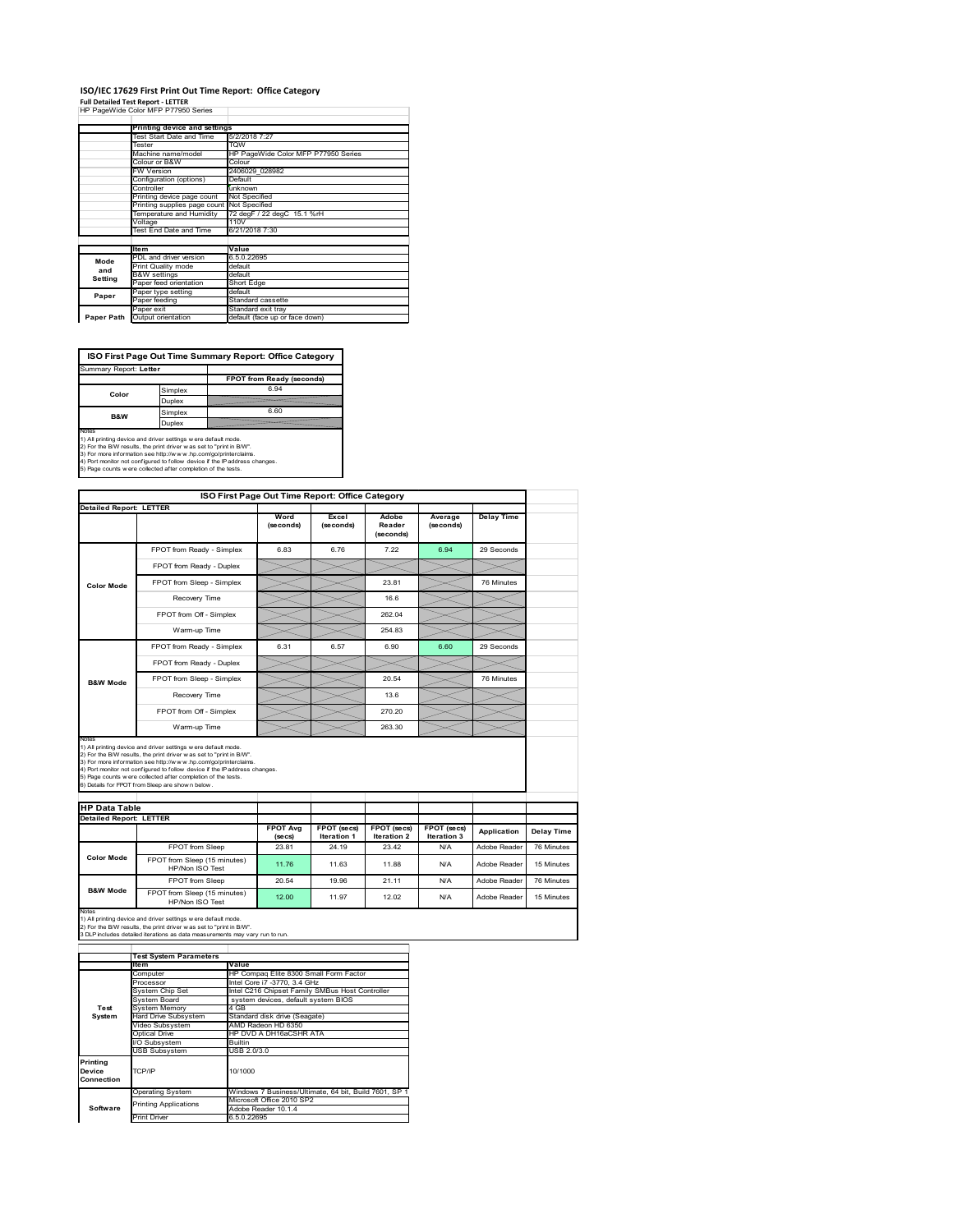# ISO/IEC 17629 First Print Out Time Report: Office Category

**Full Detailed Test Report - LETTER**

HP PageWide Color MFP P77950 Series

| | Printing device and settings | |
|---|---|---|
| | Test Start Date and Time | 5/2/2018 7:27 |
| | Tester | TQW |
| | Machine name/model | HP PageWide Color MFP P77950 Series |
| | Colour or B&W | Colour |
| | FW Version | 2406029_028982 |
| | Configuration (options) | Default |
| | Controller | unknown |
| | Printing device page count | Not Specified |
| | Printing supplies page count | Not Specified |
| | Temperature and Humidity | 72 degF / 22 degC 15.1 %rH |
| | Voltage | 110V |
| | Test End Date and Time | 6/21/2018 7:30 |

| | Item | Value |
|---|---|---|
| Mode and Setting | PDL and driver version | 6.5.0.22695 |
| | Print Quality mode | default |
| | B&W settings | default |
| | Paper feed orientation | Short Edge |
| Paper | Paper type setting | default |
| | Paper feeding | Standard cassette |
| | Paper exit | Standard exit tray |
| Paper Path | Output orientation | default (face up or face down) |

| ISO First Page Out Time Summary Report: Office Category | | |
|---|---|---|
| Summary Report: **Letter** | | |
| | | FPOT from Ready (seconds) |
| Color | Simplex | 6.94 |
| | Duplex | |
| B&W | Simplex | 6.60 |
| | Duplex | |

Notes
1) All printing device and driver settings were default mode.
2) For the B/W results, the print driver was set to "print in B/W".
3) For more information see http://www.hp.com/go/printerclaims.
4) Port monitor not configured to follow device if the IP address changes.
5) Page counts were collected after completion of the tests.

| ISO First Page Out Time Report: Office Category | | | | | | |
|---|---|---|---|---|---|---|
| **Detailed Report: LETTER** | | Word (seconds) | Excel (seconds) | Adobe Reader (seconds) | Average (seconds) | Delay Time |
| Color Mode | FPOT from Ready - Simplex | 6.83 | 6.76 | 7.22 | 6.94 | 29 Seconds |
| | FPOT from Ready - Duplex | | | | | |
| | FPOT from Sleep - Simplex | | | 23.81 | | 76 Minutes |
| | Recovery Time | | | 16.6 | | |
| | FPOT from Off - Simplex | | | 262.04 | | |
| | Warm-up Time | | | 254.83 | | |
| B&W Mode | FPOT from Ready - Simplex | 6.31 | 6.57 | 6.90 | 6.60 | 29 Seconds |
| | FPOT from Ready - Duplex | | | | | |
| | FPOT from Sleep - Simplex | | | 20.54 | | 76 Minutes |
| | Recovery Time | | | 13.6 | | |
| | FPOT from Off - Simplex | | | 270.20 | | |
| | Warm-up Time | | | 263.30 | | |

Notes
1) All printing device and driver settings were default mode.
2) For the B/W results, the print driver was set to "print in B/W".
3) For more information see http://www.hp.com/go/printerclaims.
4) Port monitor not configured to follow device if the IP address changes.
5) Page counts were collected after completion of the tests.
6) Details for FPOT from Sleep are shown below.

| HP Data Table | | | | | | | |
|---|---|---|---|---|---|---|---|
| **Detailed Report: LETTER** | | FPOT Avg (secs) | FPOT (secs) Iteration 1 | FPOT (secs) Iteration 2 | FPOT (secs) Iteration 3 | Application | Delay Time |
| Color Mode | FPOT from Sleep | 23.81 | 24.19 | 23.42 | N/A | Adobe Reader | 76 Minutes |
| | FPOT from Sleep (15 minutes) HP/Non ISO Test | 11.76 | 11.63 | 11.88 | N/A | Adobe Reader | 15 Minutes |
| B&W Mode | FPOT from Sleep | 20.54 | 19.96 | 21.11 | N/A | Adobe Reader | 76 Minutes |
| | FPOT from Sleep (15 minutes) HP/Non ISO Test | 12.00 | 11.97 | 12.02 | N/A | Adobe Reader | 15 Minutes |

Notes
1) All printing device and driver settings were default mode.
2) For the B/W results, the print driver was set to "print in B/W".
3 DLP includes detailed iterations as data measurements may vary run to run.

| | Test System Parameters | |
|---|---|---|
| | Item | Value |
| Test System | Computer | HP Compaq Elite 8300 Small Form Factor |
| | Processor | Intel Core i7 -3770, 3.4 GHz |
| | System Chip Set | Intel C216 Chipset Family SMBus Host Controller |
| | System Board | system devices, default system BIOS |
| | System Memory | 4 GB |
| | Hard Drive Subsystem | Standard disk drive (Seagate) |
| | Video Subsystem | AMD Radeon HD 6350 |
| | Optical Drive | HP DVD A DH16aCSHR ATA |
| | I/O Subsystem | Builtin |
| | USB Subsystem | USB 2.0/3.0 |
| Printing Device Connection | TCP/IP | 10/1000 |
| Software | Operating System | Windows 7 Business/Ultimate, 64 bit, Build 7601, SP 1 |
| | Printing Applications | Microsoft Office 2010 SP2 |
| | | Adobe Reader 10.1.4 |
| | Print Driver | 6.5.0.22695 |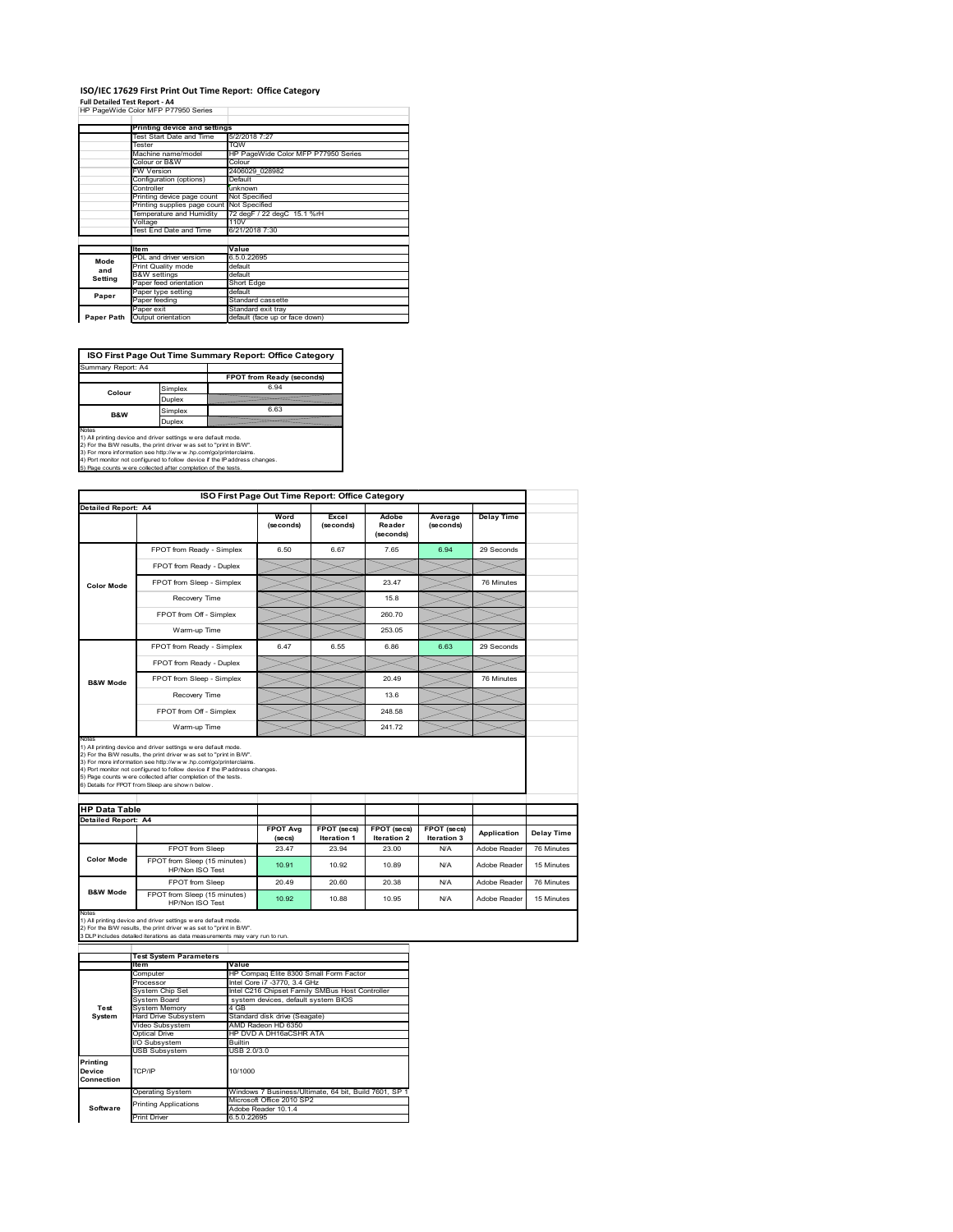# ISO/IEC 17629 First Print Out Time Report: Office Category

**Full Detailed Test Report - A4**

HP PageWide Color MFP P77950 Series

| | Printing device and settings | |
|---|---|---|
| | Test Start Date and Time | 5/2/2018 7:27 |
| | Tester | TQW |
| | Machine name/model | HP PageWide Color MFP P77950 Series |
| | Colour or B&W | Colour |
| | FW Version | 2406029_028982 |
| | Configuration (options) | Default |
| | Controller | unknown |
| | Printing device page count | Not Specified |
| | Printing supplies page count | Not Specified |
| | Temperature and Humidity | 72 degF / 22 degC 15.1 %rH |
| | Voltage | 110V |
| | Test End Date and Time | 6/21/2018 7:30 |

| | Item | Value |
|---|---|---|
| Mode and Setting | PDL and driver version | 6.5.0.22695 |
| | Print Quality mode | default |
| | B&W settings | default |
| | Paper feed orientation | Short Edge |
| Paper | Paper type setting | default |
| | Paper feeding | Standard cassette |
| | Paper exit | Standard exit tray |
| Paper Path | Output orientation | default (face up or face down) |

## ISO First Page Out Time Summary Report: Office Category

Summary Report: A4

| | | FPOT from Ready (seconds) |
|---|---|---|
| Colour | Simplex | 6.94 |
| | Duplex | |
| B&W | Simplex | 6.63 |
| | Duplex | |

Notes
1) All printing device and driver settings were default mode.
2) For the B/W results, the print driver was set to "print in B/W".
3) For more information see http://www.hp.com/go/printerclaims.
4) Port monitor not configured to follow device if the IP address changes.
5) Page counts were collected after completion of the tests.

## ISO First Page Out Time Report: Office Category

Detailed Report: A4

| | | Word (seconds) | Excel (seconds) | Adobe Reader (seconds) | Average (seconds) | Delay Time |
|---|---|---|---|---|---|---|
| Color Mode | FPOT from Ready - Simplex | 6.50 | 6.67 | 7.65 | 6.94 | 29 Seconds |
| | FPOT from Ready - Duplex | | | | | |
| | FPOT from Sleep - Simplex | | | 23.47 | | 76 Minutes |
| | Recovery Time | | | 15.8 | | |
| | FPOT from Off - Simplex | | | 260.70 | | |
| | Warm-up Time | | | 253.05 | | |
| B&W Mode | FPOT from Ready - Simplex | 6.47 | 6.55 | 6.86 | 6.63 | 29 Seconds |
| | FPOT from Ready - Duplex | | | | | |
| | FPOT from Sleep - Simplex | | | 20.49 | | 76 Minutes |
| | Recovery Time | | | 13.6 | | |
| | FPOT from Off - Simplex | | | 248.58 | | |
| | Warm-up Time | | | 241.72 | | |

Notes
1) All printing device and driver settings were default mode.
2) For the B/W results, the print driver was set to "print in B/W".
3) For more information see http://www.hp.com/go/printerclaims.
4) Port monitor not configured to follow device if the IP address changes.
5) Page counts were collected after completion of the tests.
6) Details for FPOT from Sleep are shown below.

## HP Data Table

Detailed Report: A4

| | | FPOT Avg (secs) | FPOT (secs) Iteration 1 | FPOT (secs) Iteration 2 | FPOT (secs) Iteration 3 | Application | Delay Time |
|---|---|---|---|---|---|---|---|
| Color Mode | FPOT from Sleep | 23.47 | 23.94 | 23.00 | N/A | Adobe Reader | 76 Minutes |
| | FPOT from Sleep (15 minutes) HP/Non ISO Test | 10.91 | 10.92 | 10.89 | N/A | Adobe Reader | 15 Minutes |
| B&W Mode | FPOT from Sleep | 20.49 | 20.60 | 20.38 | N/A | Adobe Reader | 76 Minutes |
| | FPOT from Sleep (15 minutes) HP/Non ISO Test | 10.92 | 10.88 | 10.95 | N/A | Adobe Reader | 15 Minutes |

Notes
1) All printing device and driver settings were default mode.
2) For the B/W results, the print driver was set to "print in B/W".
3 DLP includes detailed iterations as data measurements may vary run to run.

| | Test System Parameters | |
|---|---|---|
| | Item | Value |
| Test System | Computer | HP Compaq Elite 8300 Small Form Factor |
| | Processor | Intel Core i7 -3770, 3.4 GHz |
| | System Chip Set | Intel C216 Chipset Family SMBus Host Controller |
| | System Board | system devices, default system BIOS |
| | System Memory | 4 GB |
| | Hard Drive Subsystem | Standard disk drive (Seagate) |
| | Video Subsystem | AMD Radeon HD 6350 |
| | Optical Drive | HP DVD A DH16aCSHR ATA |
| | I/O Subsystem | Builtin |
| | USB Subsystem | USB 2.0/3.0 |
| Printing Device Connection | TCP/IP | 10/1000 |
| Software | Operating System | Windows 7 Business/Ultimate, 64 bit, Build 7601, SP 1 |
| | Printing Applications | Microsoft Office 2010 SP2<br>Adobe Reader 10.1.4 |
| | Print Driver | 6.5.0.22695 |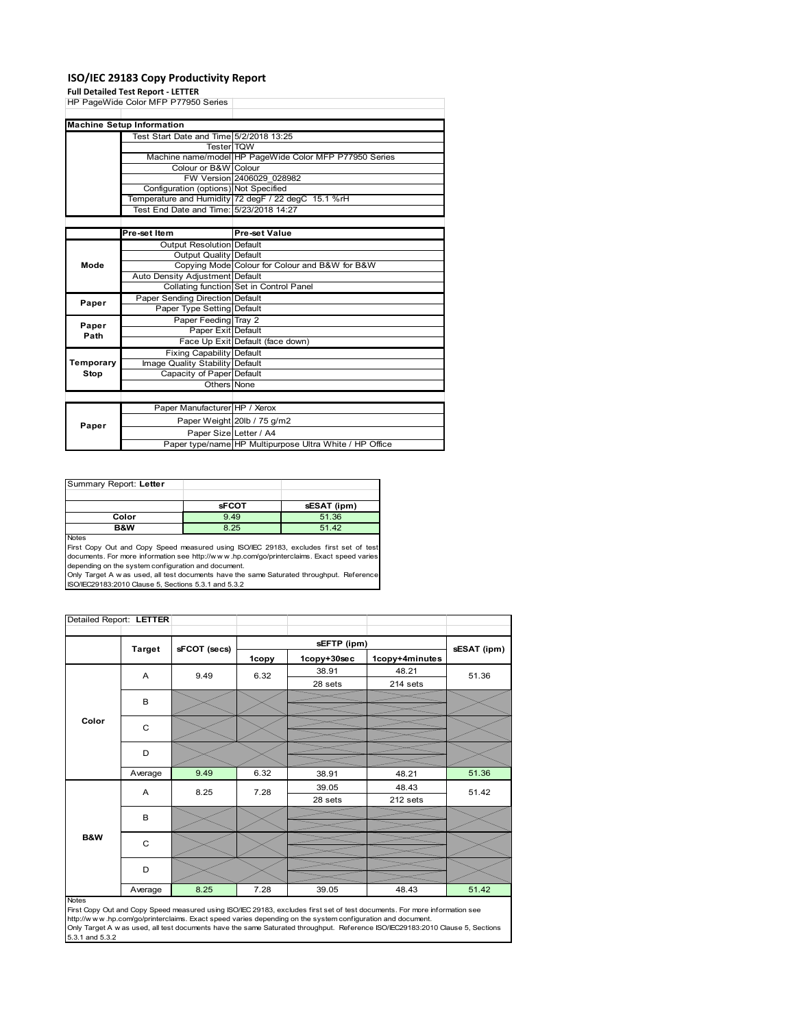# ISO/IEC 29183 Copy Productivity Report

**Full Detailed Test Report - LETTER**

HP PageWide Color MFP P77950 Series

| Machine Setup Information | | |
|---|---|---|
| | Test Start Date and Time | 5/2/2018 13:25 |
| | Tester | TQW |
| | Machine name/model | HP PageWide Color MFP P77950 Series |
| | Colour or B&W | Colour |
| | FW Version | 2406029_028982 |
| | Configuration (options) | Not Specified |
| | Temperature and Humidity | 72 degF / 22 degC 15.1 %rH |
| | Test End Date and Time: | 5/23/2018 14:27 |

| | Pre-set Item | Pre-set Value |
|---|---|---|
| Mode | Output Resolution | Default |
| | Output Quality | Default |
| | Copying Mode | Colour for Colour and B&W for B&W |
| | Auto Density Adjustment | Default |
| | Collating function | Set in Control Panel |
| Paper | Paper Sending Direction | Default |
| | Paper Type Setting | Default |
| Paper Path | Paper Feeding | Tray 2 |
| | Paper Exit | Default |
| | Face Up Exit | Default (face down) |
| Temporary Stop | Fixing Capability | Default |
| | Image Quality Stability | Default |
| | Capacity of Paper | Default |
| | Others | None |

| | | |
|---|---|---|
| Paper | Paper Manufacturer | HP / Xerox |
| | Paper Weight | 20lb / 75 g/m2 |
| | Paper Size | Letter / A4 |
| | Paper type/name | HP Multipurpose Ultra White / HP Office |

Summary Report: **Letter**

| | sFCOT | sESAT (ipm) |
|---|---|---|
| Color | 9.49 | 51.36 |
| B&W | 8.25 | 51.42 |

Notes

First Copy Out and Copy Speed measured using ISO/IEC 29183, excludes first set of test documents. For more information see http://www.hp.com/go/printerclaims. Exact speed varies depending on the system configuration and document.

Only Target A was used, all test documents have the same Saturated throughput. Reference ISO/IEC29183:2010 Clause 5, Sections 5.3.1 and 5.3.2

Detailed Report: **LETTER**

| | Target | sFCOT (secs) | sEFTP (ipm) | | | sESAT (ipm) |
|---|---|---|---|---|---|---|
| | | | 1copy | 1copy+30sec | 1copy+4minutes | |
| Color | A | 9.49 | 6.32 | 38.91<br>28 sets | 48.21<br>214 sets | 51.36 |
| | B | | | | | |
| | C | | | | | |
| | D | | | | | |
| | Average | 9.49 | 6.32 | 38.91 | 48.21 | 51.36 |
| B&W | A | 8.25 | 7.28 | 39.05<br>28 sets | 48.43<br>212 sets | 51.42 |
| | B | | | | | |
| | C | | | | | |
| | D | | | | | |
| | Average | 8.25 | 7.28 | 39.05 | 48.43 | 51.42 |

Notes

First Copy Out and Copy Speed measured using ISO/IEC 29183, excludes first set of test documents. For more information see http://www.hp.com/go/printerclaims. Exact speed varies depending on the system configuration and document.

Only Target A was used, all test documents have the same Saturated throughput. Reference ISO/IEC29183:2010 Clause 5, Sections 5.3.1 and 5.3.2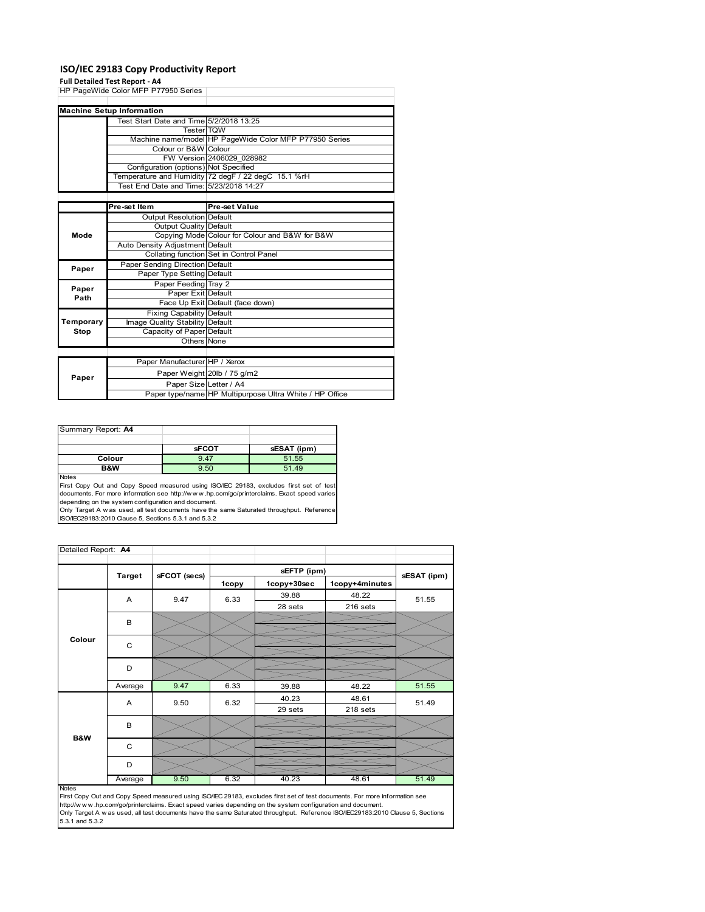# ISO/IEC 29183 Copy Productivity Report

**Full Detailed Test Report - A4**

HP PageWide Color MFP P77950 Series

| Machine Setup Information | | |
|---|---|---|
| | Test Start Date and Time | 5/2/2018 13:25 |
| | Tester | TQW |
| | Machine name/model | HP PageWide Color MFP P77950 Series |
| | Colour or B&W | Colour |
| | FW Version | 2406029_028982 |
| | Configuration (options) | Not Specified |
| | Temperature and Humidity | 72 degF / 22 degC 15.1 %rH |
| | Test End Date and Time: | 5/23/2018 14:27 |
| | **Pre-set Item** | **Pre-set Value** |
| **Mode** | Output Resolution | Default |
| | Output Quality | Default |
| | Copying Mode | Colour for Colour and B&W for B&W |
| | Auto Density Adjustment | Default |
| | Collating function | Set in Control Panel |
| **Paper** | Paper Sending Direction | Default |
| | Paper Type Setting | Default |
| **Paper Path** | Paper Feeding | Tray 2 |
| | Paper Exit | Default |
| | Face Up Exit | Default (face down) |
| **Temporary Stop** | Fixing Capability | Default |
| | Image Quality Stability | Default |
| | Capacity of Paper | Default |
| | Others | None |
| **Paper** | Paper Manufacturer | HP / Xerox |
| | Paper Weight | 20lb / 75 g/m2 |
| | Paper Size | Letter / A4 |
| | Paper type/name | HP Multipurpose Ultra White / HP Office |

Summary Report: **A4**

| | sFCOT | sESAT (ipm) |
|---|---|---|
| **Colour** | 9.47 | 51.55 |
| **B&W** | 9.50 | 51.49 |

Notes

First Copy Out and Copy Speed measured using ISO/IEC 29183, excludes first set of test documents. For more information see http://www.hp.com/go/printerclaims. Exact speed varies depending on the system configuration and document.

Only Target A was used, all test documents have the same Saturated throughput. Reference ISO/IEC29183:2010 Clause 5, Sections 5.3.1 and 5.3.2

Detailed Report: **A4**

| | Target | sFCOT (secs) | sEFTP (ipm) 1copy | sEFTP (ipm) 1copy+30sec | sEFTP (ipm) 1copy+4minutes | sESAT (ipm) |
|---|---|---|---|---|---|---|
| **Colour** | A | 9.47 | 6.33 | 39.88<br>28 sets | 48.22<br>216 sets | 51.55 |
| | B | | | | | |
| | C | | | | | |
| | D | | | | | |
| | Average | 9.47 | 6.33 | 39.88 | 48.22 | 51.55 |
| **B&W** | A | 9.50 | 6.32 | 40.23<br>29 sets | 48.61<br>218 sets | 51.49 |
| | B | | | | | |
| | C | | | | | |
| | D | | | | | |
| | Average | 9.50 | 6.32 | 40.23 | 48.61 | 51.49 |

Notes

First Copy Out and Copy Speed measured using ISO/IEC 29183, excludes first set of test documents. For more information see http://www.hp.com/go/printerclaims. Exact speed varies depending on the system configuration and document.

Only Target A was used, all test documents have the same Saturated throughput. Reference ISO/IEC29183:2010 Clause 5, Sections 5.3.1 and 5.3.2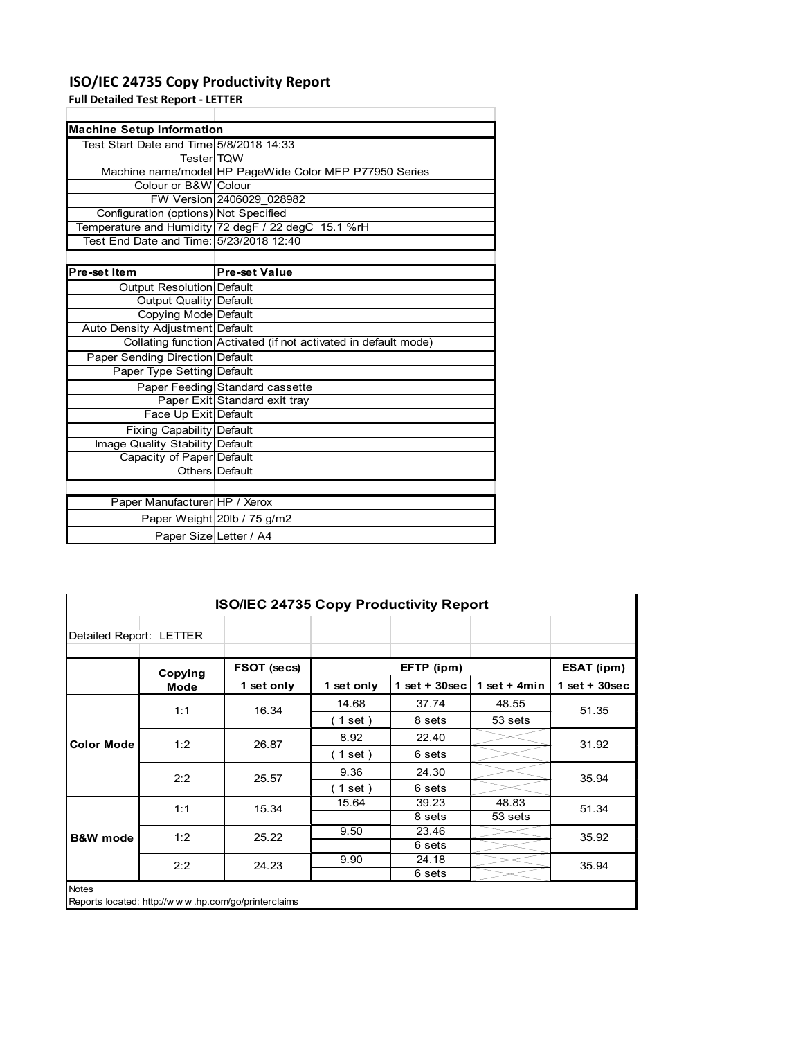# ISO/IEC 24735 Copy Productivity Report

**Full Detailed Test Report - LETTER**

| Machine Setup Information | |
|---|---|
| Test Start Date and Time | 5/8/2018 14:33 |
| Tester | TQW |
| Machine name/model | HP PageWide Color MFP P77950 Series |
| Colour or B&W | Colour |
| FW Version | 2406029_028982 |
| Configuration (options) | Not Specified |
| Temperature and Humidity | 72 degF / 22 degC 15.1 %rH |
| Test End Date and Time: | 5/23/2018 12:40 |

| Pre-set Item | Pre-set Value |
|---|---|
| Output Resolution | Default |
| Output Quality | Default |
| Copying Mode | Default |
| Auto Density Adjustment | Default |
| Collating function | Activated (if not activated in default mode) |
| Paper Sending Direction | Default |
| Paper Type Setting | Default |
| Paper Feeding | Standard cassette |
| Paper Exit | Standard exit tray |
| Face Up Exit | Default |
| Fixing Capability | Default |
| Image Quality Stability | Default |
| Capacity of Paper | Default |
| Others | Default |

| | |
|---|---|
| Paper Manufacturer | HP / Xerox |
| Paper Weight | 20lb / 75 g/m2 |
| Paper Size | Letter / A4 |

**ISO/IEC 24735 Copy Productivity Report**

Detailed Report: LETTER

| | Copying Mode | FSOT (secs) | EFTP (ipm) | | | ESAT (ipm) |
|---|---|---|---|---|---|---|
| | | 1 set only | 1 set only | 1 set + 30sec | 1 set + 4min | 1 set + 30sec |
| Color Mode | 1:1 | 16.34 | 14.68 | 37.74 | 48.55 | 51.35 |
| | | | ( 1 set ) | 8 sets | 53 sets | |
| | 1:2 | 26.87 | 8.92 | 22.40 | | 31.92 |
| | | | ( 1 set ) | 6 sets | | |
| | 2:2 | 25.57 | 9.36 | 24.30 | | 35.94 |
| | | | ( 1 set ) | 6 sets | | |
| B&W mode | 1:1 | 15.34 | 15.64 | 39.23 | 48.83 | 51.34 |
| | | | | 8 sets | 53 sets | |
| | 1:2 | 25.22 | 9.50 | 23.46 | | 35.92 |
| | | | | 6 sets | | |
| | 2:2 | 24.23 | 9.90 | 24.18 | | 35.94 |
| | | | | 6 sets | | |

Notes

Reports located: http://www.hp.com/go/printerclaims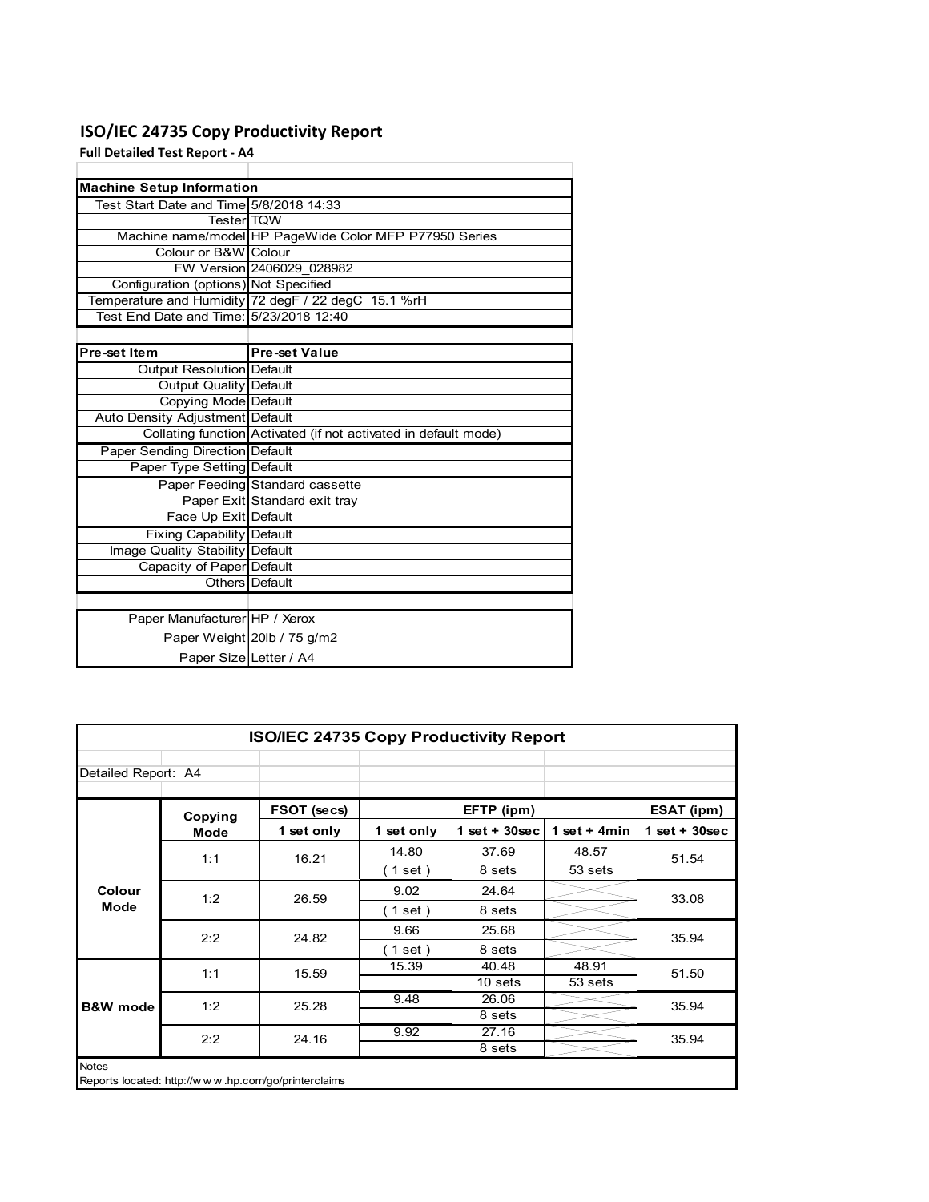# ISO/IEC 24735 Copy Productivity Report

**Full Detailed Test Report - A4**

| Machine Setup Information | |
|---|---|
| Test Start Date and Time | 5/8/2018 14:33 |
| Tester | TQW |
| Machine name/model | HP PageWide Color MFP P77950 Series |
| Colour or B&W | Colour |
| FW Version | 2406029_028982 |
| Configuration (options) | Not Specified |
| Temperature and Humidity | 72 degF / 22 degC 15.1 %rH |
| Test End Date and Time: | 5/23/2018 12:40 |

| Pre-set Item | Pre-set Value |
|---|---|
| Output Resolution | Default |
| Output Quality | Default |
| Copying Mode | Default |
| Auto Density Adjustment | Default |
| Collating function | Activated (if not activated in default mode) |
| Paper Sending Direction | Default |
| Paper Type Setting | Default |
| Paper Feeding | Standard cassette |
| Paper Exit | Standard exit tray |
| Face Up Exit | Default |
| Fixing Capability | Default |
| Image Quality Stability | Default |
| Capacity of Paper | Default |
| Others | Default |

| | |
|---|---|
| Paper Manufacturer | HP / Xerox |
| Paper Weight | 20lb / 75 g/m2 |
| Paper Size | Letter / A4 |

**ISO/IEC 24735 Copy Productivity Report**

Detailed Report: A4

| | Copying Mode | FSOT (secs) | EFTP (ipm) | | | ESAT (ipm) |
|---|---|---|---|---|---|---|
| | | 1 set only | 1 set only | 1 set + 30sec | 1 set + 4min | 1 set + 30sec |
| Colour Mode | 1:1 | 16.21 | 14.80 (1 set) | 37.69 (8 sets) | 48.57 (53 sets) | 51.54 |
| | 1:2 | 26.59 | 9.02 (1 set) | 24.64 (8 sets) | | 33.08 |
| | 2:2 | 24.82 | 9.66 (1 set) | 25.68 (8 sets) | | 35.94 |
| B&W mode | 1:1 | 15.59 | 15.39 | 40.48 (10 sets) | 48.91 (53 sets) | 51.50 |
| | 1:2 | 25.28 | 9.48 | 26.06 (8 sets) | | 35.94 |
| | 2:2 | 24.16 | 9.92 | 27.16 (8 sets) | | 35.94 |

Notes

Reports located: http://w w w .hp.com/go/printerclaims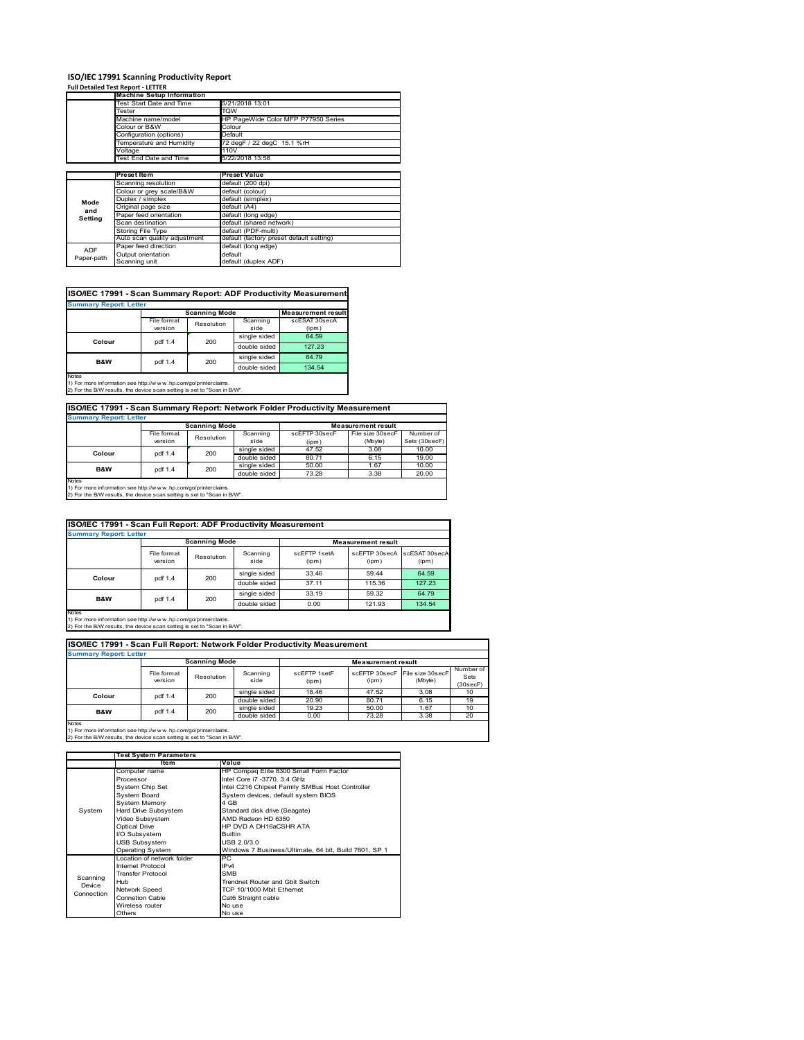# ISO/IEC 17991 Scanning Productivity Report

**Full Detailed Test Report - LETTER**

| | Machine Setup Information | |
|---|---|---|
| | Test Start Date and Time | 5/21/2018 13:01 |
| | Tester | TQW |
| | Machine name/model | HP PageWide Color MFP P77950 Series |
| | Colour or B&W | Colour |
| | Configuration (options) | Default |
| | Temperature and Humidity | 72 degF / 22 degC 15.1 %rH |
| | Voltage | 110V |
| | Test End Date and Time | 5/22/2018 13:58 |

| | Preset Item | Preset Value |
|---|---|---|
| Mode and Setting | Scanning resolution | default (200 dpi) |
| | Colour or grey scale/B&W | default (colour) |
| | Duplex / simplex | default (simplex) |
| | Original page size | default (A4) |
| | Paper feed orientation | default (long edge) |
| | Scan destination | default (shared network) |
| | Storing File Type | default (PDF-multi) |
| | Auto scan quality adjustment | default (factory preset default setting) |
| ADF Paper-path | Paper feed direction | default (long edge) |
| | Output orientation | default |
| | Scanning unit | default (duplex ADF) |

## ISO/IEC 17991 - Scan Summary Report: ADF Productivity Measurement

**Summary Report: Letter**

| | Scanning Mode | | | Measurement result |
|---|---|---|---|---|
| | File format version | Resolution | Scanning side | scESAT 30secA (ipm) |
| Colour | pdf 1.4 | 200 | single sided | 64.59 |
| | | | double sided | 127.23 |
| B&W | pdf 1.4 | 200 | single sided | 64.79 |
| | | | double sided | 134.54 |

Notes
1) For more information see http://www.hp.com/go/printerclaims.
2) For the B/W results, the device scan setting is set to "Scan in B/W".

## ISO/IEC 17991 - Scan Summary Report: Network Folder Productivity Measurement

**Summary Report: Letter**

| | Scanning Mode | | | Measurement result | | |
|---|---|---|---|---|---|---|
| | File format version | Resolution | Scanning side | scEFTP 30secF (ipm) | File size 30secF (Mbyte) | Number of Sets (30secF) |
| Colour | pdf 1.4 | 200 | single sided | 47.52 | 3.08 | 10.00 |
| | | | double sided | 80.71 | 6.15 | 19.00 |
| B&W | pdf 1.4 | 200 | single sided | 50.00 | 1.67 | 10.00 |
| | | | double sided | 73.28 | 3.38 | 20.00 |

Notes
1) For more information see http://www.hp.com/go/printerclaims.
2) For the B/W results, the device scan setting is set to "Scan in B/W".

## ISO/IEC 17991 - Scan Full Report: ADF Productivity Measurement

**Summary Report: Letter**

| | Scanning Mode | | | Measurement result | | |
|---|---|---|---|---|---|---|
| | File format version | Resolution | Scanning side | scEFTP 1setA (ipm) | scEFTP 30secA (ipm) | scESAT 30secA (ipm) |
| Colour | pdf 1.4 | 200 | single sided | 33.46 | 59.44 | 64.59 |
| | | | double sided | 37.11 | 115.36 | 127.23 |
| B&W | pdf 1.4 | 200 | single sided | 33.19 | 59.32 | 64.79 |
| | | | double sided | 0.00 | 121.93 | 134.54 |

Notes
1) For more information see http://www.hp.com/go/printerclaims.
2) For the B/W results, the device scan setting is set to "Scan in B/W".

## ISO/IEC 17991 - Scan Full Report: Network Folder Productivity Measurement

**Summary Report: Letter**

| | Scanning Mode | | | Measurement result | | | |
|---|---|---|---|---|---|---|---|
| | File format version | Resolution | Scanning side | scEFTP 1setF (ipm) | scEFTP 30secF (ipm) | File size 30secF (Mbyte) | Number of Sets (30secF) |
| Colour | pdf 1.4 | 200 | single sided | 18.46 | 47.52 | 3.08 | 10 |
| | | | double sided | 20.90 | 80.71 | 6.15 | 19 |
| B&W | pdf 1.4 | 200 | single sided | 19.23 | 50.00 | 1.67 | 10 |
| | | | double sided | 0.00 | 73.28 | 3.38 | 20 |

Notes
1) For more information see http://www.hp.com/go/printerclaims.
2) For the B/W results, the device scan setting is set to "Scan in B/W".

| | Test System Parameters | |
|---|---|---|
| | Item | Value |
| System | Computer name | HP Compaq Elite 8300 Small Form Factor |
| | Processor | Intel Core i7 -3770, 3.4 GHz |
| | System Chip Set | Intel C216 Chipset Family SMBus Host Controller |
| | System Board | System devices, default system BIOS |
| | System Memory | 4 GB |
| | Hard Drive Subsystem | Standard disk drive (Seagate) |
| | Video Subsystem | AMD Radeon HD 6350 |
| | Optical Drive | HP DVD A DH16aCSHR ATA |
| | I/O Subsystem | Builtin |
| | USB Subsystem | USB 2.0/3.0 |
| | Operating System | Windows 7 Business/Ultimate, 64 bit, Build 7601, SP 1 |
| Scanning Device Connection | Location of network folder | PC |
| | Internet Protocol | IPv4 |
| | Transfer Protocol | SMB |
| | Hub | Trendnet Router and Gbit Switch |
| | Network Speed | TCP 10/1000 Mbit Ethernet |
| | Connetion Cable | Cat6 Straight cable |
| | Wireless router | No use |
| | Others | No use |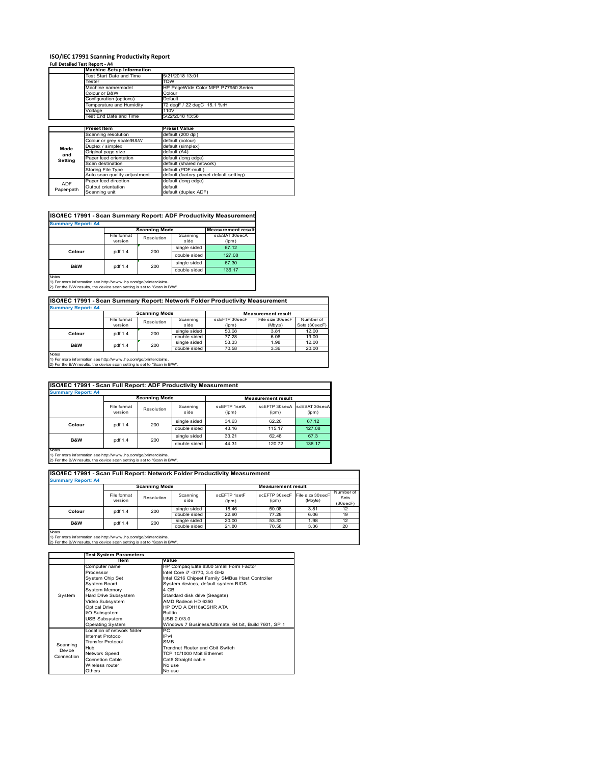# ISO/IEC 17991 Scanning Productivity Report

**Full Detailed Test Report - A4**

| | Machine Setup Information | |
|---|---|---|
| | Test Start Date and Time | 5/21/2018 13:01 |
| | Tester | TQW |
| | Machine name/model | HP PageWide Color MFP P77950 Series |
| | Colour or B&W | Colour |
| | Configuration (options) | Default |
| | Temperature and Humidity | 72 degF / 22 degC 15.1 %rH |
| | Voltage | 110V |
| | Test End Date and Time | 5/22/2018 13:58 |

| | Preset Item | Preset Value |
|---|---|---|
| Mode and Setting | Scanning resolution | default (200 dpi) |
| | Colour or grey scale/B&W | default (colour) |
| | Duplex / simplex | default (simplex) |
| | Original page size | default (A4) |
| | Paper feed orientation | default (long edge) |
| | Scan destination | default (shared network) |
| | Storing File Type | default (PDF-multi) |
| | Auto scan quality adjustment | default (factory preset default setting) |
| ADF Paper-path | Paper feed direction | default (long edge) |
| | Output orientation | default |
| | Scanning unit | default (duplex ADF) |

## ISO/IEC 17991 - Scan Summary Report: ADF Productivity Measurement

**Summary Report: A4**

| | Scanning Mode | | | Measurement result |
|---|---|---|---|---|
| | File format version | Resolution | Scanning side | scESAT 30secA (ipm) |
| Colour | pdf 1.4 | 200 | single sided | 67.12 |
| | | | double sided | 127.08 |
| B&W | pdf 1.4 | 200 | single sided | 67.30 |
| | | | double sided | 136.17 |

Notes
1) For more information see http://www.hp.com/go/printerclaims.
2) For the B/W results, the device scan setting is set to "Scan in B/W".

## ISO/IEC 17991 - Scan Summary Report: Network Folder Productivity Measurement

**Summary Report: A4**

| | Scanning Mode | | | Measurement result | | |
|---|---|---|---|---|---|---|
| | File format version | Resolution | Scanning side | scEFTP 30secF (ipm) | File size 30secF (Mbyte) | Number of Sets (30secF) |
| Colour | pdf 1.4 | 200 | single sided | 50.08 | 3.81 | 12.00 |
| | | | double sided | 77.28 | 6.06 | 19.00 |
| B&W | pdf 1.4 | 200 | single sided | 53.33 | 1.98 | 12.00 |
| | | | double sided | 70.58 | 3.36 | 20.00 |

Notes
1) For more information see http://www.hp.com/go/printerclaims.
2) For the B/W results, the device scan setting is set to "Scan in B/W".

## ISO/IEC 17991 - Scan Full Report: ADF Productivity Measurement

**Summary Report: A4**

| | Scanning Mode | | | Measurement result | | |
|---|---|---|---|---|---|---|
| | File format version | Resolution | Scanning side | scEFTP 1setA (ipm) | scEFTP 30secA (ipm) | scESAT 30secA (ipm) |
| Colour | pdf 1.4 | 200 | single sided | 34.63 | 62.26 | 67.12 |
| | | | double sided | 43.16 | 115.17 | 127.08 |
| B&W | pdf 1.4 | 200 | single sided | 33.21 | 62.48 | 67.3 |
| | | | double sided | 44.31 | 120.72 | 136.17 |

Notes
1) For more information see http://www.hp.com/go/printerclaims.
2) For the B/W results, the device scan setting is set to "Scan in B/W".

## ISO/IEC 17991 - Scan Full Report: Network Folder Productivity Measurement

**Summary Report: A4**

| | Scanning Mode | | | Measurement result | | | |
|---|---|---|---|---|---|---|---|
| | File format version | Resolution | Scanning side | scEFTP 1setF (ipm) | scEFTP 30secF (ipm) | File size 30secF (Mbyte) | Number of Sets (30secF) |
| Colour | pdf 1.4 | 200 | single sided | 18.46 | 50.08 | 3.81 | 12 |
| | | | double sided | 22.90 | 77.28 | 6.06 | 19 |
| B&W | pdf 1.4 | 200 | single sided | 20.00 | 53.33 | 1.98 | 12 |
| | | | double sided | 21.80 | 70.58 | 3.36 | 20 |

Notes
1) For more information see http://www.hp.com/go/printerclaims.
2) For the B/W results, the device scan setting is set to "Scan in B/W".

| | Test System Parameters | |
|---|---|---|
| | Item | Value |
| System | Computer name | HP Compaq Elite 8300 Small Form Factor |
| | Processor | Intel Core i7 -3770, 3.4 GHz |
| | System Chip Set | Intel C216 Chipset Family SMBus Host Controller |
| | System Board | System devices, default system BIOS |
| | System Memory | 4 GB |
| | Hard Drive Subsystem | Standard disk drive (Seagate) |
| | Video Subsystem | AMD Radeon HD 6350 |
| | Optical Drive | HP DVD A DH16aCSHR ATA |
| | I/O Subsystem | Builtin |
| | USB Subsystem | USB 2.0/3.0 |
| | Operating System | Windows 7 Business/Ultimate, 64 bit, Build 7601, SP 1 |
| Scanning Device Connection | Location of network folder | PC |
| | Internet Protocol | IPv4 |
| | Transfer Protocol | SMB |
| | Hub | Trendnet Router and Gbit Switch |
| | Network Speed | TCP 10/1000 Mbit Ethernet |
| | Connetion Cable | Cat6 Straight cable |
| | Wireless router | No use |
| | Others | No use |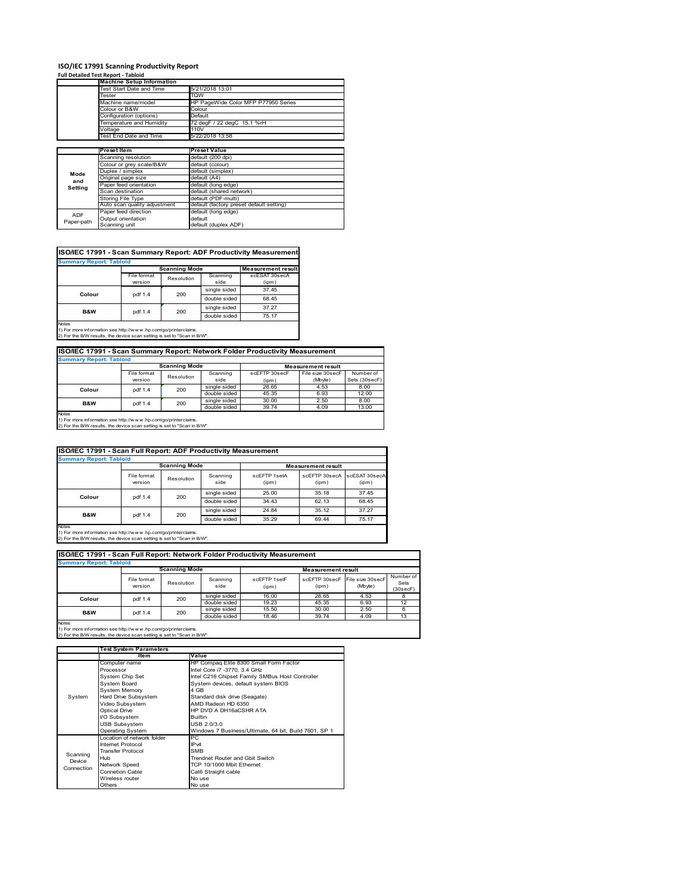# ISO/IEC 17991 Scanning Productivity Report

**Full Detailed Test Report - Tabloid**

| | Machine Setup Information | |
|---|---|---|
| | Test Start Date and Time | 5/21/2018 13:01 |
| | Tester | TQW |
| | Machine name/model | HP PageWide Color MFP P77950 Series |
| | Colour or B&W | Colour |
| | Configuration (options) | Default |
| | Temperature and Humidity | 72 degF / 22 degC 15.1 %rH |
| | Voltage | 110V |
| | Test End Date and Time | 5/22/2018 13:58 |

| | Preset Item | Preset Value |
|---|---|---|
| Mode and Setting | Scanning resolution | default (200 dpi) |
| | Colour or grey scale/B&W | default (colour) |
| | Duplex / simplex | default (simplex) |
| | Original page size | default (A4) |
| | Paper feed orientation | default (long edge) |
| | Scan destination | default (shared network) |
| | Storing File Type | default (PDF-multi) |
| | Auto scan quality adjustment | default (factory preset default setting) |
| ADF Paper-path | Paper feed direction | default (long edge) |
| | Output orientation | default |
| | Scanning unit | default (duplex ADF) |

## ISO/IEC 17991 - Scan Summary Report: ADF Productivity Measurement

**Summary Report: Tabloid**

| | Scanning Mode | | | Measurement result |
|---|---|---|---|---|
| | File format version | Resolution | Scanning side | scESAT 30secA (ipm) |
| Colour | pdf 1.4 | 200 | single sided | 37.45 |
| | | | double sided | 68.45 |
| B&W | pdf 1.4 | 200 | single sided | 37.27 |
| | | | double sided | 75.17 |

Notes
1) For more information see http://www.hp.com/go/printerclaims.
2) For the B/W results, the device scan setting is set to "Scan in B/W".

## ISO/IEC 17991 - Scan Summary Report: Network Folder Productivity Measurement

**Summary Report: Tabloid**

| | Scanning Mode | | | Measurement result | | |
|---|---|---|---|---|---|---|
| | File format version | Resolution | Scanning side | scEFTP 30secF (ipm) | File size 30secF (Mbyte) | Number of Sets (30secF) |
| Colour | pdf 1.4 | 200 | single sided | 28.65 | 4.53 | 8.00 |
| | | | double sided | 45.35 | 6.93 | 12.00 |
| B&W | pdf 1.4 | 200 | single sided | 30.00 | 2.50 | 8.00 |
| | | | double sided | 39.74 | 4.09 | 13.00 |

Notes
1) For more information see http://www.hp.com/go/printerclaims.
2) For the B/W results, the device scan setting is set to "Scan in B/W".

## ISO/IEC 17991 - Scan Full Report: ADF Productivity Measurement

**Summary Report: Tabloid**

| | Scanning Mode | | | Measurement result | | |
|---|---|---|---|---|---|---|
| | File format version | Resolution | Scanning side | scEFTP 1setA (ipm) | scEFTP 30secA (ipm) | scESAT 30secA (ipm) |
| Colour | pdf 1.4 | 200 | single sided | 25.00 | 35.18 | 37.45 |
| | | | double sided | 34.43 | 62.13 | 68.45 |
| B&W | pdf 1.4 | 200 | single sided | 24.84 | 35.12 | 37.27 |
| | | | double sided | 35.29 | 69.44 | 75.17 |

Notes
1) For more information see http://www.hp.com/go/printerclaims.
2) For the B/W results, the device scan setting is set to "Scan in B/W".

## ISO/IEC 17991 - Scan Full Report: Network Folder Productivity Measurement

**Summary Report: Tabloid**

| | Scanning Mode | | | Measurement result | | | |
|---|---|---|---|---|---|---|---|
| | File format version | Resolution | Scanning side | scEFTP 1setF (ipm) | scEFTP 30secF (ipm) | File size 30secF (Mbyte) | Number of Sets (30secF) |
| Colour | pdf 1.4 | 200 | single sided | 16.00 | 28.65 | 4.53 | 8 |
| | | | double sided | 19.23 | 45.35 | 6.93 | 12 |
| B&W | pdf 1.4 | 200 | single sided | 15.50 | 30.00 | 2.50 | 8 |
| | | | double sided | 18.46 | 39.74 | 4.09 | 13 |

Notes
1) For more information see http://www.hp.com/go/printerclaims.
2) For the B/W results, the device scan setting is set to "Scan in B/W".

| | Test System Parameters | |
|---|---|---|
| | Item | Value |
| System | Computer name | HP Compaq Elite 8300 Small Form Factor |
| | Processor | Intel Core i7 -3770, 3.4 GHz |
| | System Chip Set | Intel C216 Chipset Family SMBus Host Controller |
| | System Board | System devices, default system BIOS |
| | System Memory | 4 GB |
| | Hard Drive Subsystem | Standard disk drive (Seagate) |
| | Video Subsystem | AMD Radeon HD 6350 |
| | Optical Drive | HP DVD A DH16aCSHR ATA |
| | I/O Subsystem | Builtin |
| | USB Subsystem | USB 2.0/3.0 |
| | Operating System | Windows 7 Business/Ultimate, 64 bit, Build 7601, SP 1 |
| Scanning Device Connection | Location of network folder | PC |
| | Internet Protocol | IPv4 |
| | Transfer Protocol | SMB |
| | Hub | Trendnet Router and Gbit Switch |
| | Network Speed | TCP 10/1000 Mbit Ethernet |
| | Connetion Cable | Cat6 Straight cable |
| | Wireless router | No use |
| | Others | No use |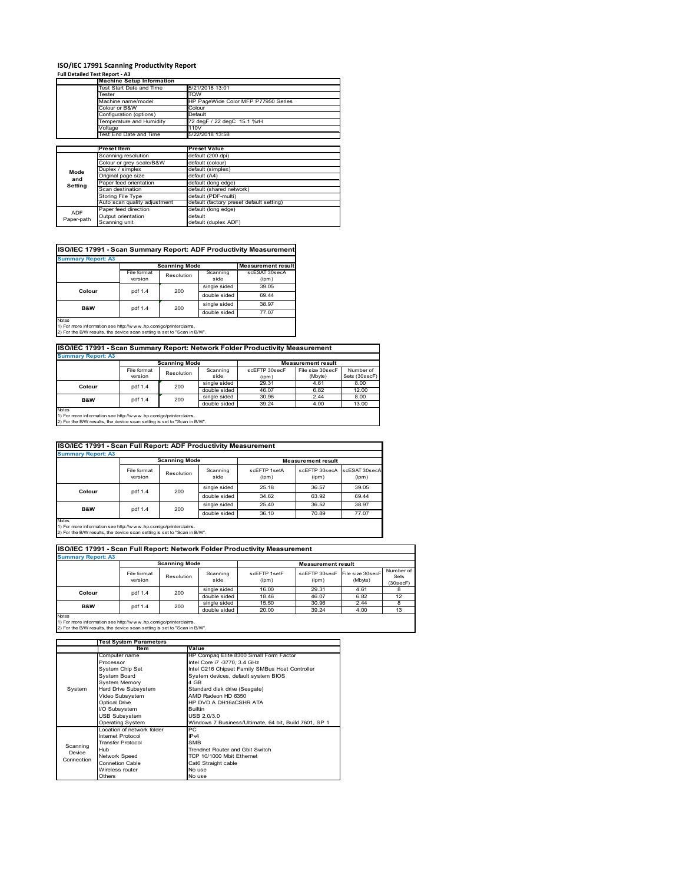# ISO/IEC 17991 Scanning Productivity Report

**Full Detailed Test Report - A3**

| | Machine Setup Information | |
|---|---|---|
| | Test Start Date and Time | 5/21/2018 13:01 |
| | Tester | TQW |
| | Machine name/model | HP PageWide Color MFP P77950 Series |
| | Colour or B&W | Colour |
| | Configuration (options) | Default |
| | Temperature and Humidity | 72 degF / 22 degC 15.1 %rH |
| | Voltage | 110V |
| | Test End Date and Time | 5/22/2018 13:58 |

| | Preset Item | Preset Value |
|---|---|---|
| Mode and Setting | Scanning resolution | default (200 dpi) |
| | Colour or grey scale/B&W | default (colour) |
| | Duplex / simplex | default (simplex) |
| | Original page size | default (A4) |
| | Paper feed orientation | default (long edge) |
| | Scan destination | default (shared network) |
| | Storing File Type | default (PDF-multi) |
| | Auto scan quality adjustment | default (factory preset default setting) |
| ADF Paper-path | Paper feed direction | default (long edge) |
| | Output orientation | default |
| | Scanning unit | default (duplex ADF) |

## ISO/IEC 17991 - Scan Summary Report: ADF Productivity Measurement

**Summary Report: A3**

| | Scanning Mode | | | Measurement result |
|---|---|---|---|---|
| | File format version | Resolution | Scanning side | scESAT 30secA (ipm) |
| Colour | pdf 1.4 | 200 | single sided | 39.05 |
| | | | double sided | 69.44 |
| B&W | pdf 1.4 | 200 | single sided | 38.97 |
| | | | double sided | 77.07 |

Notes
1) For more information see http://www.hp.com/go/printerclaims.
2) For the B/W results, the device scan setting is set to "Scan in B/W".

## ISO/IEC 17991 - Scan Summary Report: Network Folder Productivity Measurement

**Summary Report: A3**

| | Scanning Mode | | | Measurement result | | |
|---|---|---|---|---|---|---|
| | File format version | Resolution | Scanning side | scEFTP 30secF (ipm) | File size 30secF (Mbyte) | Number of Sets (30secF) |
| Colour | pdf 1.4 | 200 | single sided | 29.31 | 4.61 | 8.00 |
| | | | double sided | 46.07 | 6.82 | 12.00 |
| B&W | pdf 1.4 | 200 | single sided | 30.96 | 2.44 | 8.00 |
| | | | double sided | 39.24 | 4.00 | 13.00 |

Notes
1) For more information see http://www.hp.com/go/printerclaims.
2) For the B/W results, the device scan setting is set to "Scan in B/W".

## ISO/IEC 17991 - Scan Full Report: ADF Productivity Measurement

**Summary Report: A3**

| | Scanning Mode | | | Measurement result | | |
|---|---|---|---|---|---|---|
| | File format version | Resolution | Scanning side | scEFTP 1setA (ipm) | scEFTP 30secA (ipm) | scESAT 30secA (ipm) |
| Colour | pdf 1.4 | 200 | single sided | 25.18 | 36.57 | 39.05 |
| | | | double sided | 34.62 | 63.92 | 69.44 |
| B&W | pdf 1.4 | 200 | single sided | 25.40 | 36.52 | 38.97 |
| | | | double sided | 36.10 | 70.89 | 77.07 |

Notes
1) For more information see http://www.hp.com/go/printerclaims.
2) For the B/W results, the device scan setting is set to "Scan in B/W".

## ISO/IEC 17991 - Scan Full Report: Network Folder Productivity Measurement

**Summary Report: A3**

| | Scanning Mode | | | Measurement result | | | |
|---|---|---|---|---|---|---|---|
| | File format version | Resolution | Scanning side | scEFTP 1setF (ipm) | scEFTP 30secF (ipm) | File size 30secF (Mbyte) | Number of Sets (30secF) |
| Colour | pdf 1.4 | 200 | single sided | 16.00 | 29.31 | 4.61 | 8 |
| | | | double sided | 18.46 | 46.07 | 6.82 | 12 |
| B&W | pdf 1.4 | 200 | single sided | 15.50 | 30.96 | 2.44 | 8 |
| | | | double sided | 20.00 | 39.24 | 4.00 | 13 |

Notes
1) For more information see http://www.hp.com/go/printerclaims.
2) For the B/W results, the device scan setting is set to "Scan in B/W".

| | Test System Parameters | |
|---|---|---|
| | Item | Value |
| System | Computer name | HP Compaq Elite 8300 Small Form Factor |
| | Processor | Intel Core i7 -3770, 3.4 GHz |
| | System Chip Set | Intel C216 Chipset Family SMBus Host Controller |
| | System Board | System devices, default system BIOS |
| | System Memory | 4 GB |
| | Hard Drive Subsystem | Standard disk drive (Seagate) |
| | Video Subsystem | AMD Radeon HD 6350 |
| | Optical Drive | HP DVD A DH16aCSHR ATA |
| | I/O Subsystem | Builtin |
| | USB Subsystem | USB 2.0/3.0 |
| | Operating System | Windows 7 Business/Ultimate, 64 bit, Build 7601, SP 1 |
| Scanning Device Connection | Location of network folder | PC |
| | Internet Protocol | IPv4 |
| | Transfer Protocol | SMB |
| | Hub | Trendnet Router and Gbit Switch |
| | Network Speed | TCP 10/1000 Mbit Ethernet |
| | Connetion Cable | Cat6 Straight cable |
| | Wireless router | No use |
| | Others | No use |